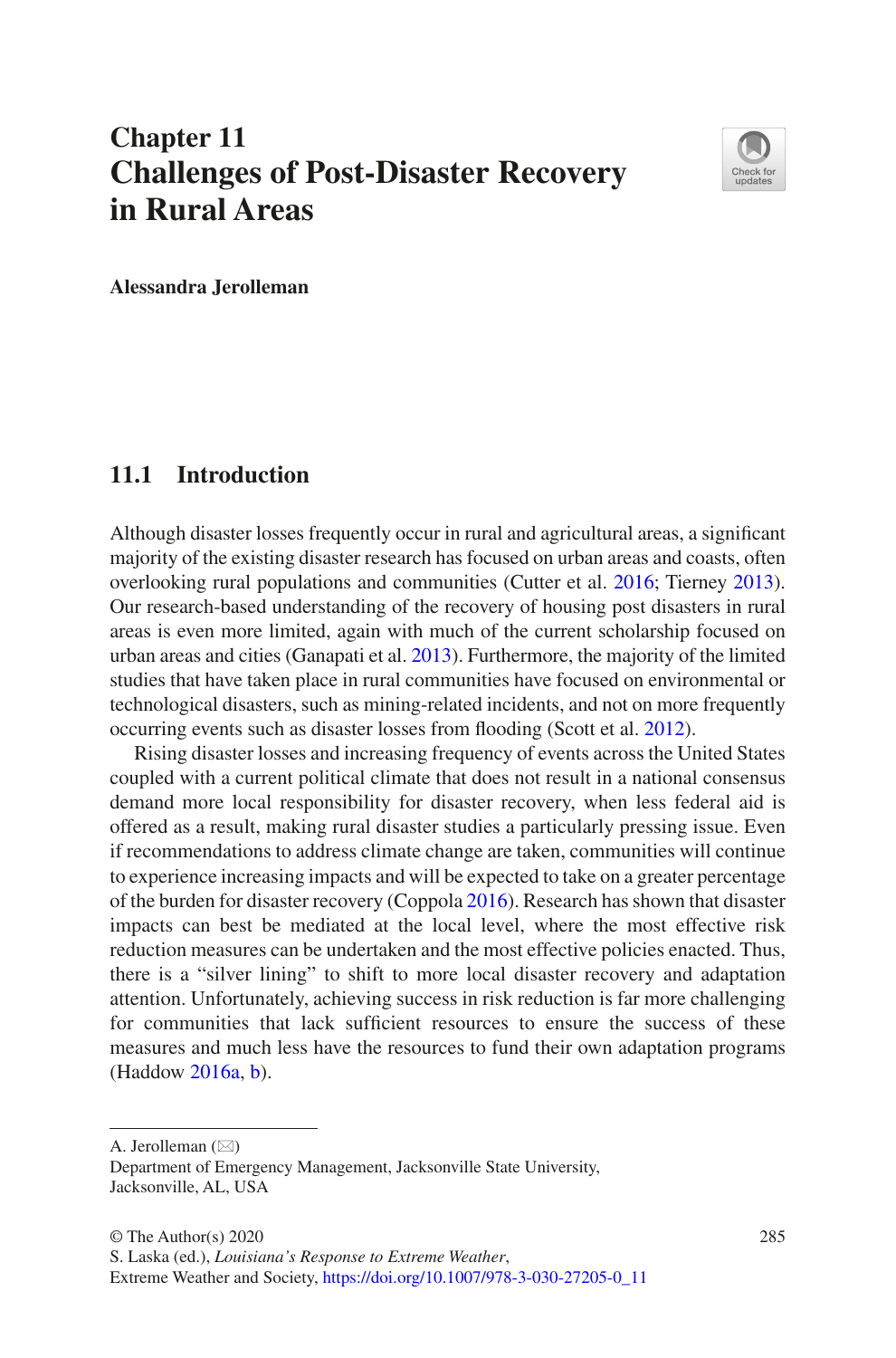# Chapter 11
# Challenges of Post-Disaster Recovery in Rural Areas

**Alessandra Jerolleman**

## 11.1 Introduction

Although disaster losses frequently occur in rural and agricultural areas, a significant majority of the existing disaster research has focused on urban areas and coasts, often overlooking rural populations and communities (Cutter et al. 2016; Tierney 2013). Our research-based understanding of the recovery of housing post disasters in rural areas is even more limited, again with much of the current scholarship focused on urban areas and cities (Ganapati et al. 2013). Furthermore, the majority of the limited studies that have taken place in rural communities have focused on environmental or technological disasters, such as mining-related incidents, and not on more frequently occurring events such as disaster losses from flooding (Scott et al. 2012).

Rising disaster losses and increasing frequency of events across the United States coupled with a current political climate that does not result in a national consensus demand more local responsibility for disaster recovery, when less federal aid is offered as a result, making rural disaster studies a particularly pressing issue. Even if recommendations to address climate change are taken, communities will continue to experience increasing impacts and will be expected to take on a greater percentage of the burden for disaster recovery (Coppola 2016). Research has shown that disaster impacts can best be mediated at the local level, where the most effective risk reduction measures can be undertaken and the most effective policies enacted. Thus, there is a "silver lining" to shift to more local disaster recovery and adaptation attention. Unfortunately, achieving success in risk reduction is far more challenging for communities that lack sufficient resources to ensure the success of these measures and much less have the resources to fund their own adaptation programs (Haddow 2016a, b).

---

A. Jerolleman (✉)
Department of Emergency Management, Jacksonville State University, Jacksonville, AL, USA

© The Author(s) 2020
S. Laska (ed.), *Louisiana's Response to Extreme Weather*, Extreme Weather and Society, https://doi.org/10.1007/978-3-030-27205-0_11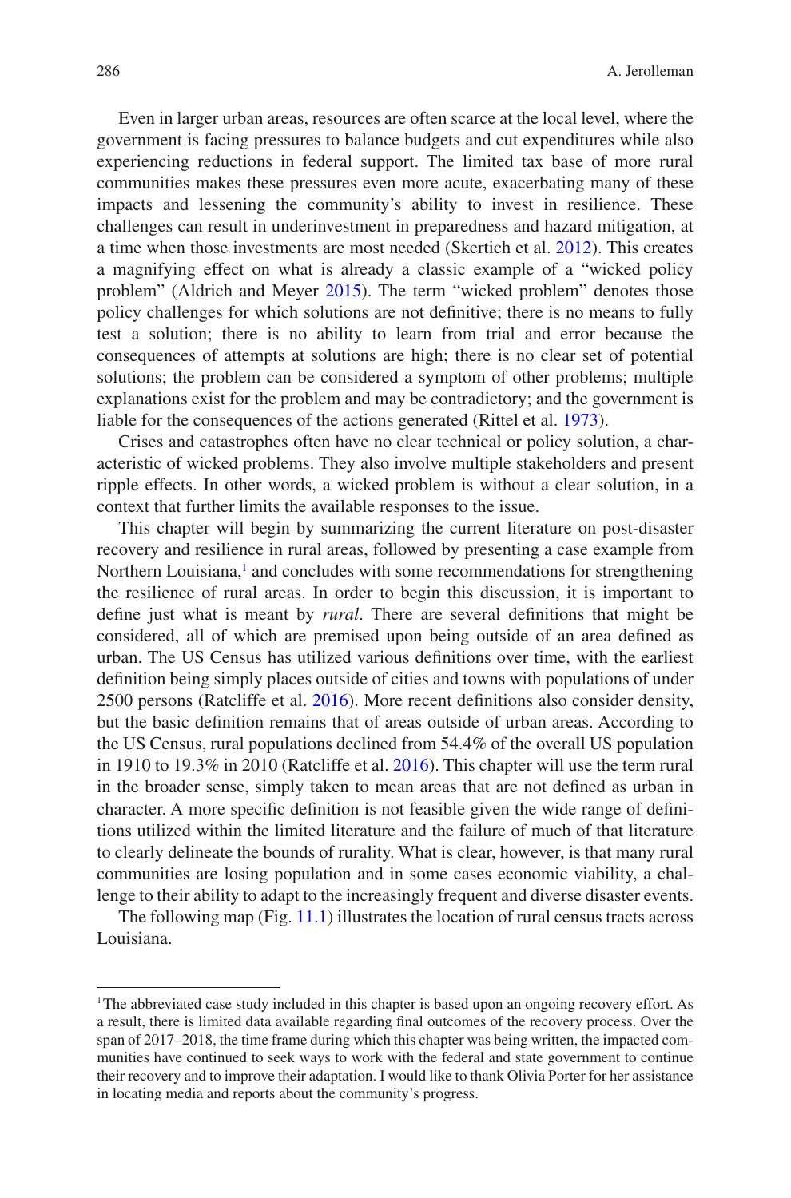Even in larger urban areas, resources are often scarce at the local level, where the government is facing pressures to balance budgets and cut expenditures while also experiencing reductions in federal support. The limited tax base of more rural communities makes these pressures even more acute, exacerbating many of these impacts and lessening the community's ability to invest in resilience. These challenges can result in underinvestment in preparedness and hazard mitigation, at a time when those investments are most needed (Skertich et al. 2012). This creates a magnifying effect on what is already a classic example of a "wicked policy problem" (Aldrich and Meyer 2015). The term "wicked problem" denotes those policy challenges for which solutions are not definitive; there is no means to fully test a solution; there is no ability to learn from trial and error because the consequences of attempts at solutions are high; there is no clear set of potential solutions; the problem can be considered a symptom of other problems; multiple explanations exist for the problem and may be contradictory; and the government is liable for the consequences of the actions generated (Rittel et al. 1973).

Crises and catastrophes often have no clear technical or policy solution, a characteristic of wicked problems. They also involve multiple stakeholders and present ripple effects. In other words, a wicked problem is without a clear solution, in a context that further limits the available responses to the issue.

This chapter will begin by summarizing the current literature on post-disaster recovery and resilience in rural areas, followed by presenting a case example from Northern Louisiana,[1] and concludes with some recommendations for strengthening the resilience of rural areas. In order to begin this discussion, it is important to define just what is meant by *rural*. There are several definitions that might be considered, all of which are premised upon being outside of an area defined as urban. The US Census has utilized various definitions over time, with the earliest definition being simply places outside of cities and towns with populations of under 2500 persons (Ratcliffe et al. 2016). More recent definitions also consider density, but the basic definition remains that of areas outside of urban areas. According to the US Census, rural populations declined from 54.4% of the overall US population in 1910 to 19.3% in 2010 (Ratcliffe et al. 2016). This chapter will use the term rural in the broader sense, simply taken to mean areas that are not defined as urban in character. A more specific definition is not feasible given the wide range of definitions utilized within the limited literature and the failure of much of that literature to clearly delineate the bounds of rurality. What is clear, however, is that many rural communities are losing population and in some cases economic viability, a challenge to their ability to adapt to the increasingly frequent and diverse disaster events.

The following map (Fig. 11.1) illustrates the location of rural census tracts across Louisiana.

[1] The abbreviated case study included in this chapter is based upon an ongoing recovery effort. As a result, there is limited data available regarding final outcomes of the recovery process. Over the span of 2017–2018, the time frame during which this chapter was being written, the impacted communities have continued to seek ways to work with the federal and state government to continue their recovery and to improve their adaptation. I would like to thank Olivia Porter for her assistance in locating media and reports about the community's progress.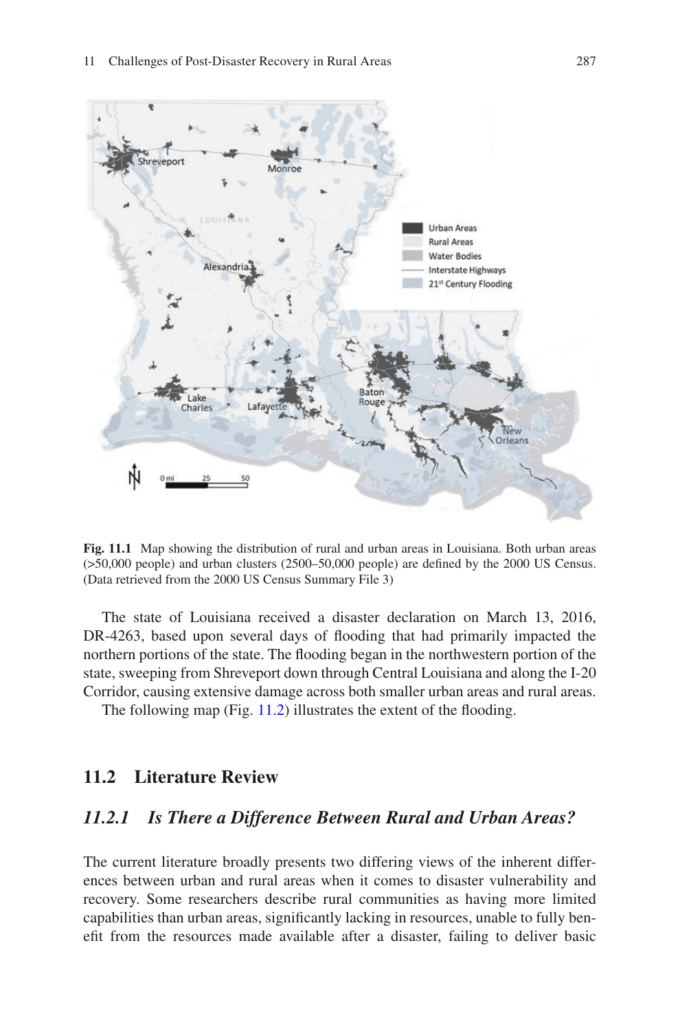**Fig. 11.1** Map showing the distribution of rural and urban areas in Louisiana. Both urban areas (>50,000 people) and urban clusters (2500–50,000 people) are defined by the 2000 US Census. (Data retrieved from the 2000 US Census Summary File 3)

The state of Louisiana received a disaster declaration on March 13, 2016, DR-4263, based upon several days of flooding that had primarily impacted the northern portions of the state. The flooding began in the northwestern portion of the state, sweeping from Shreveport down through Central Louisiana and along the I-20 Corridor, causing extensive damage across both smaller urban areas and rural areas.

The following map (Fig. 11.2) illustrates the extent of the flooding.

## 11.2 Literature Review

### *11.2.1 Is There a Difference Between Rural and Urban Areas?*

The current literature broadly presents two differing views of the inherent differences between urban and rural areas when it comes to disaster vulnerability and recovery. Some researchers describe rural communities as having more limited capabilities than urban areas, significantly lacking in resources, unable to fully benefit from the resources made available after a disaster, failing to deliver basic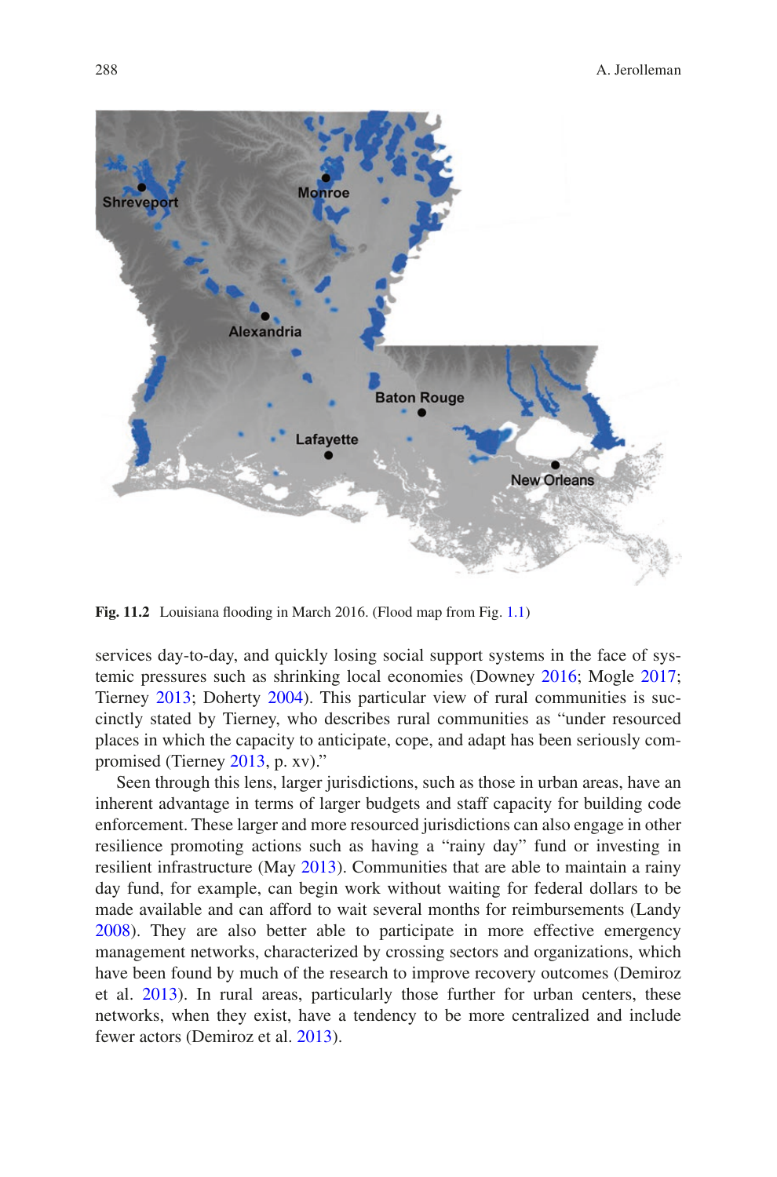Fig. 11.2 Louisiana flooding in March 2016. (Flood map from Fig. 1.1)

services day-to-day, and quickly losing social support systems in the face of systemic pressures such as shrinking local economies (Downey 2016; Mogle 2017; Tierney 2013; Doherty 2004). This particular view of rural communities is succinctly stated by Tierney, who describes rural communities as "under resourced places in which the capacity to anticipate, cope, and adapt has been seriously compromised (Tierney 2013, p. xv)."

Seen through this lens, larger jurisdictions, such as those in urban areas, have an inherent advantage in terms of larger budgets and staff capacity for building code enforcement. These larger and more resourced jurisdictions can also engage in other resilience promoting actions such as having a "rainy day" fund or investing in resilient infrastructure (May 2013). Communities that are able to maintain a rainy day fund, for example, can begin work without waiting for federal dollars to be made available and can afford to wait several months for reimbursements (Landy 2008). They are also better able to participate in more effective emergency management networks, characterized by crossing sectors and organizations, which have been found by much of the research to improve recovery outcomes (Demiroz et al. 2013). In rural areas, particularly those further for urban centers, these networks, when they exist, have a tendency to be more centralized and include fewer actors (Demiroz et al. 2013).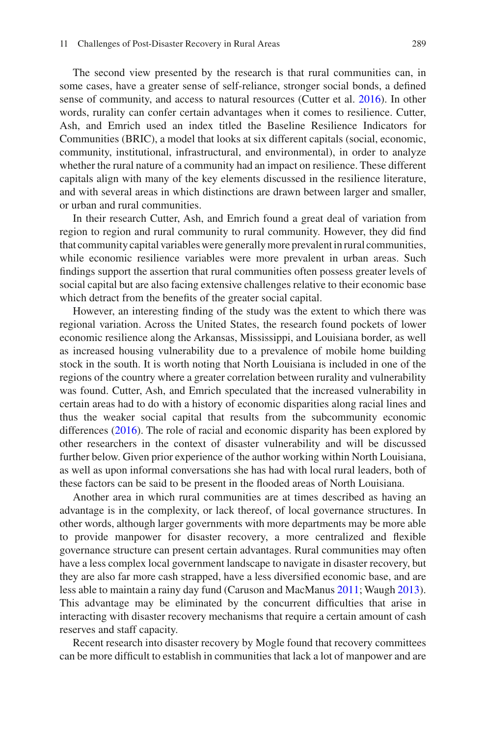The second view presented by the research is that rural communities can, in some cases, have a greater sense of self-reliance, stronger social bonds, a defined sense of community, and access to natural resources (Cutter et al. 2016). In other words, rurality can confer certain advantages when it comes to resilience. Cutter, Ash, and Emrich used an index titled the Baseline Resilience Indicators for Communities (BRIC), a model that looks at six different capitals (social, economic, community, institutional, infrastructural, and environmental), in order to analyze whether the rural nature of a community had an impact on resilience. These different capitals align with many of the key elements discussed in the resilience literature, and with several areas in which distinctions are drawn between larger and smaller, or urban and rural communities.

In their research Cutter, Ash, and Emrich found a great deal of variation from region to region and rural community to rural community. However, they did find that community capital variables were generally more prevalent in rural communities, while economic resilience variables were more prevalent in urban areas. Such findings support the assertion that rural communities often possess greater levels of social capital but are also facing extensive challenges relative to their economic base which detract from the benefits of the greater social capital.

However, an interesting finding of the study was the extent to which there was regional variation. Across the United States, the research found pockets of lower economic resilience along the Arkansas, Mississippi, and Louisiana border, as well as increased housing vulnerability due to a prevalence of mobile home building stock in the south. It is worth noting that North Louisiana is included in one of the regions of the country where a greater correlation between rurality and vulnerability was found. Cutter, Ash, and Emrich speculated that the increased vulnerability in certain areas had to do with a history of economic disparities along racial lines and thus the weaker social capital that results from the subcommunity economic differences (2016). The role of racial and economic disparity has been explored by other researchers in the context of disaster vulnerability and will be discussed further below. Given prior experience of the author working within North Louisiana, as well as upon informal conversations she has had with local rural leaders, both of these factors can be said to be present in the flooded areas of North Louisiana.

Another area in which rural communities are at times described as having an advantage is in the complexity, or lack thereof, of local governance structures. In other words, although larger governments with more departments may be more able to provide manpower for disaster recovery, a more centralized and flexible governance structure can present certain advantages. Rural communities may often have a less complex local government landscape to navigate in disaster recovery, but they are also far more cash strapped, have a less diversified economic base, and are less able to maintain a rainy day fund (Caruson and MacManus 2011; Waugh 2013). This advantage may be eliminated by the concurrent difficulties that arise in interacting with disaster recovery mechanisms that require a certain amount of cash reserves and staff capacity.

Recent research into disaster recovery by Mogle found that recovery committees can be more difficult to establish in communities that lack a lot of manpower and are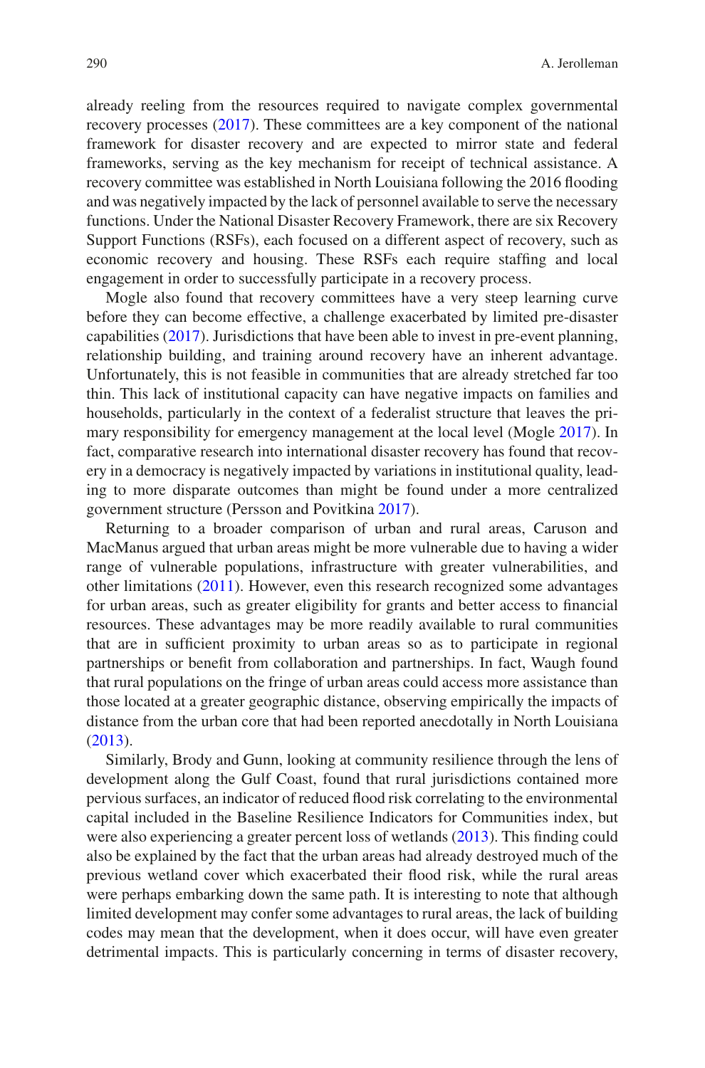already reeling from the resources required to navigate complex governmental recovery processes (2017). These committees are a key component of the national framework for disaster recovery and are expected to mirror state and federal frameworks, serving as the key mechanism for receipt of technical assistance. A recovery committee was established in North Louisiana following the 2016 flooding and was negatively impacted by the lack of personnel available to serve the necessary functions. Under the National Disaster Recovery Framework, there are six Recovery Support Functions (RSFs), each focused on a different aspect of recovery, such as economic recovery and housing. These RSFs each require staffing and local engagement in order to successfully participate in a recovery process.

Mogle also found that recovery committees have a very steep learning curve before they can become effective, a challenge exacerbated by limited pre-disaster capabilities (2017). Jurisdictions that have been able to invest in pre-event planning, relationship building, and training around recovery have an inherent advantage. Unfortunately, this is not feasible in communities that are already stretched far too thin. This lack of institutional capacity can have negative impacts on families and households, particularly in the context of a federalist structure that leaves the primary responsibility for emergency management at the local level (Mogle 2017). In fact, comparative research into international disaster recovery has found that recovery in a democracy is negatively impacted by variations in institutional quality, leading to more disparate outcomes than might be found under a more centralized government structure (Persson and Povitkina 2017).

Returning to a broader comparison of urban and rural areas, Caruson and MacManus argued that urban areas might be more vulnerable due to having a wider range of vulnerable populations, infrastructure with greater vulnerabilities, and other limitations (2011). However, even this research recognized some advantages for urban areas, such as greater eligibility for grants and better access to financial resources. These advantages may be more readily available to rural communities that are in sufficient proximity to urban areas so as to participate in regional partnerships or benefit from collaboration and partnerships. In fact, Waugh found that rural populations on the fringe of urban areas could access more assistance than those located at a greater geographic distance, observing empirically the impacts of distance from the urban core that had been reported anecdotally in North Louisiana (2013).

Similarly, Brody and Gunn, looking at community resilience through the lens of development along the Gulf Coast, found that rural jurisdictions contained more pervious surfaces, an indicator of reduced flood risk correlating to the environmental capital included in the Baseline Resilience Indicators for Communities index, but were also experiencing a greater percent loss of wetlands (2013). This finding could also be explained by the fact that the urban areas had already destroyed much of the previous wetland cover which exacerbated their flood risk, while the rural areas were perhaps embarking down the same path. It is interesting to note that although limited development may confer some advantages to rural areas, the lack of building codes may mean that the development, when it does occur, will have even greater detrimental impacts. This is particularly concerning in terms of disaster recovery,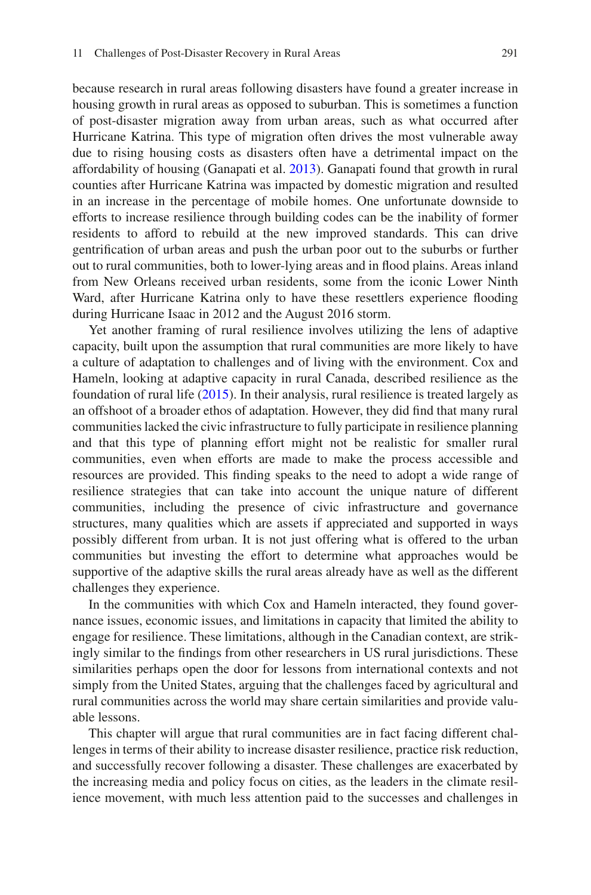because research in rural areas following disasters have found a greater increase in housing growth in rural areas as opposed to suburban. This is sometimes a function of post-disaster migration away from urban areas, such as what occurred after Hurricane Katrina. This type of migration often drives the most vulnerable away due to rising housing costs as disasters often have a detrimental impact on the affordability of housing (Ganapati et al. 2013). Ganapati found that growth in rural counties after Hurricane Katrina was impacted by domestic migration and resulted in an increase in the percentage of mobile homes. One unfortunate downside to efforts to increase resilience through building codes can be the inability of former residents to afford to rebuild at the new improved standards. This can drive gentrification of urban areas and push the urban poor out to the suburbs or further out to rural communities, both to lower-lying areas and in flood plains. Areas inland from New Orleans received urban residents, some from the iconic Lower Ninth Ward, after Hurricane Katrina only to have these resettlers experience flooding during Hurricane Isaac in 2012 and the August 2016 storm.

Yet another framing of rural resilience involves utilizing the lens of adaptive capacity, built upon the assumption that rural communities are more likely to have a culture of adaptation to challenges and of living with the environment. Cox and Hameln, looking at adaptive capacity in rural Canada, described resilience as the foundation of rural life (2015). In their analysis, rural resilience is treated largely as an offshoot of a broader ethos of adaptation. However, they did find that many rural communities lacked the civic infrastructure to fully participate in resilience planning and that this type of planning effort might not be realistic for smaller rural communities, even when efforts are made to make the process accessible and resources are provided. This finding speaks to the need to adopt a wide range of resilience strategies that can take into account the unique nature of different communities, including the presence of civic infrastructure and governance structures, many qualities which are assets if appreciated and supported in ways possibly different from urban. It is not just offering what is offered to the urban communities but investing the effort to determine what approaches would be supportive of the adaptive skills the rural areas already have as well as the different challenges they experience.

In the communities with which Cox and Hameln interacted, they found governance issues, economic issues, and limitations in capacity that limited the ability to engage for resilience. These limitations, although in the Canadian context, are strikingly similar to the findings from other researchers in US rural jurisdictions. These similarities perhaps open the door for lessons from international contexts and not simply from the United States, arguing that the challenges faced by agricultural and rural communities across the world may share certain similarities and provide valuable lessons.

This chapter will argue that rural communities are in fact facing different challenges in terms of their ability to increase disaster resilience, practice risk reduction, and successfully recover following a disaster. These challenges are exacerbated by the increasing media and policy focus on cities, as the leaders in the climate resilience movement, with much less attention paid to the successes and challenges in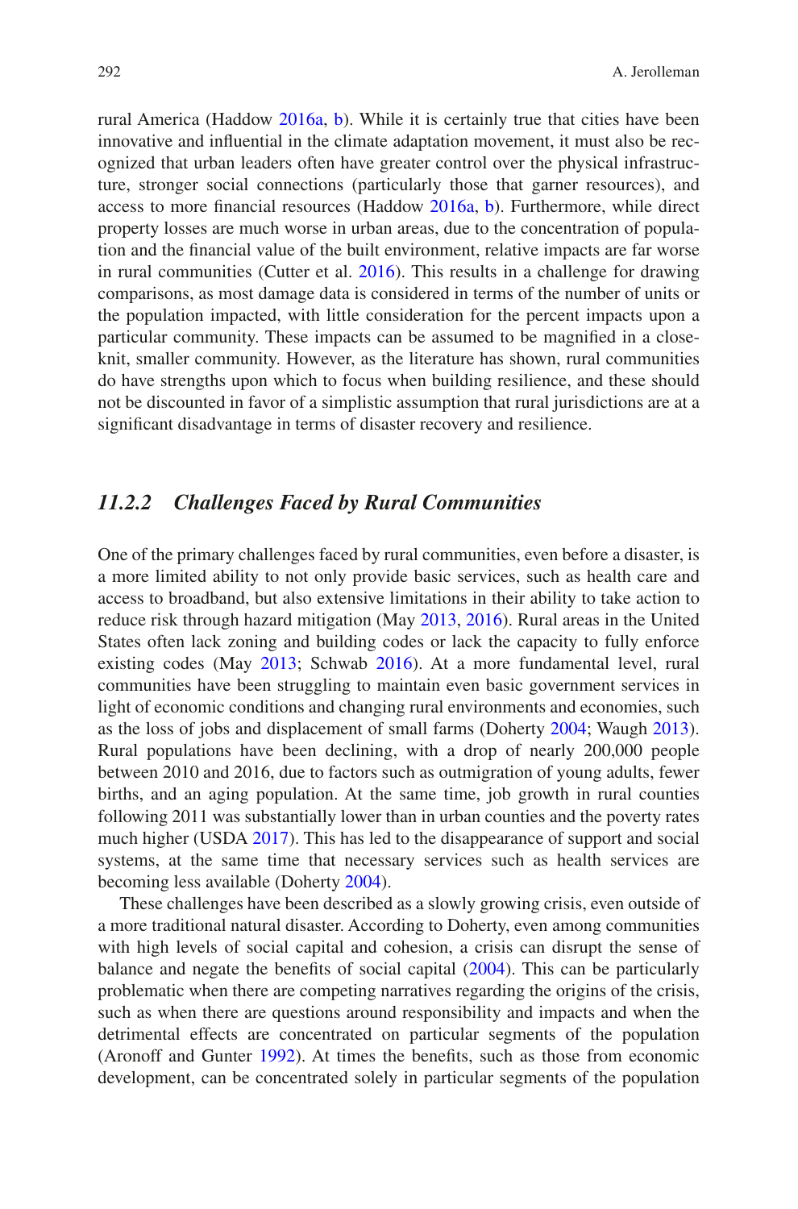rural America (Haddow 2016a, b). While it is certainly true that cities have been innovative and influential in the climate adaptation movement, it must also be recognized that urban leaders often have greater control over the physical infrastructure, stronger social connections (particularly those that garner resources), and access to more financial resources (Haddow 2016a, b). Furthermore, while direct property losses are much worse in urban areas, due to the concentration of population and the financial value of the built environment, relative impacts are far worse in rural communities (Cutter et al. 2016). This results in a challenge for drawing comparisons, as most damage data is considered in terms of the number of units or the population impacted, with little consideration for the percent impacts upon a particular community. These impacts can be assumed to be magnified in a close-knit, smaller community. However, as the literature has shown, rural communities do have strengths upon which to focus when building resilience, and these should not be discounted in favor of a simplistic assumption that rural jurisdictions are at a significant disadvantage in terms of disaster recovery and resilience.

### *11.2.2 Challenges Faced by Rural Communities*

One of the primary challenges faced by rural communities, even before a disaster, is a more limited ability to not only provide basic services, such as health care and access to broadband, but also extensive limitations in their ability to take action to reduce risk through hazard mitigation (May 2013, 2016). Rural areas in the United States often lack zoning and building codes or lack the capacity to fully enforce existing codes (May 2013; Schwab 2016). At a more fundamental level, rural communities have been struggling to maintain even basic government services in light of economic conditions and changing rural environments and economies, such as the loss of jobs and displacement of small farms (Doherty 2004; Waugh 2013). Rural populations have been declining, with a drop of nearly 200,000 people between 2010 and 2016, due to factors such as outmigration of young adults, fewer births, and an aging population. At the same time, job growth in rural counties following 2011 was substantially lower than in urban counties and the poverty rates much higher (USDA 2017). This has led to the disappearance of support and social systems, at the same time that necessary services such as health services are becoming less available (Doherty 2004).

These challenges have been described as a slowly growing crisis, even outside of a more traditional natural disaster. According to Doherty, even among communities with high levels of social capital and cohesion, a crisis can disrupt the sense of balance and negate the benefits of social capital (2004). This can be particularly problematic when there are competing narratives regarding the origins of the crisis, such as when there are questions around responsibility and impacts and when the detrimental effects are concentrated on particular segments of the population (Aronoff and Gunter 1992). At times the benefits, such as those from economic development, can be concentrated solely in particular segments of the population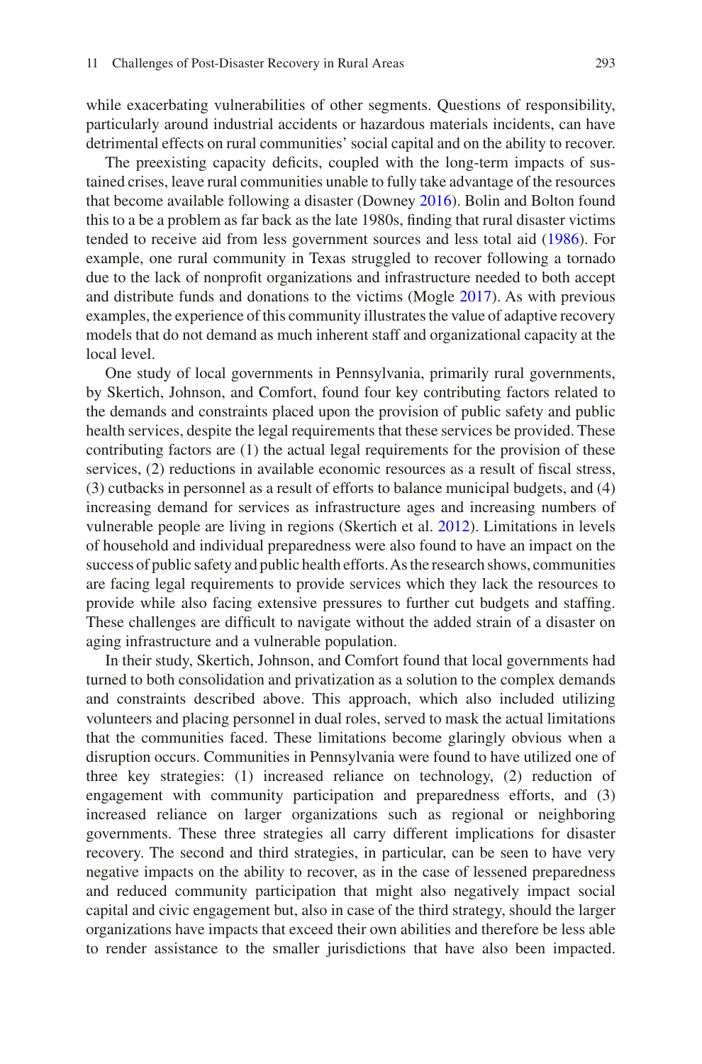while exacerbating vulnerabilities of other segments. Questions of responsibility, particularly around industrial accidents or hazardous materials incidents, can have detrimental effects on rural communities' social capital and on the ability to recover.

The preexisting capacity deficits, coupled with the long-term impacts of sustained crises, leave rural communities unable to fully take advantage of the resources that become available following a disaster (Downey 2016). Bolin and Bolton found this to a be a problem as far back as the late 1980s, finding that rural disaster victims tended to receive aid from less government sources and less total aid (1986). For example, one rural community in Texas struggled to recover following a tornado due to the lack of nonprofit organizations and infrastructure needed to both accept and distribute funds and donations to the victims (Mogle 2017). As with previous examples, the experience of this community illustrates the value of adaptive recovery models that do not demand as much inherent staff and organizational capacity at the local level.

One study of local governments in Pennsylvania, primarily rural governments, by Skertich, Johnson, and Comfort, found four key contributing factors related to the demands and constraints placed upon the provision of public safety and public health services, despite the legal requirements that these services be provided. These contributing factors are (1) the actual legal requirements for the provision of these services, (2) reductions in available economic resources as a result of fiscal stress, (3) cutbacks in personnel as a result of efforts to balance municipal budgets, and (4) increasing demand for services as infrastructure ages and increasing numbers of vulnerable people are living in regions (Skertich et al. 2012). Limitations in levels of household and individual preparedness were also found to have an impact on the success of public safety and public health efforts. As the research shows, communities are facing legal requirements to provide services which they lack the resources to provide while also facing extensive pressures to further cut budgets and staffing. These challenges are difficult to navigate without the added strain of a disaster on aging infrastructure and a vulnerable population.

In their study, Skertich, Johnson, and Comfort found that local governments had turned to both consolidation and privatization as a solution to the complex demands and constraints described above. This approach, which also included utilizing volunteers and placing personnel in dual roles, served to mask the actual limitations that the communities faced. These limitations become glaringly obvious when a disruption occurs. Communities in Pennsylvania were found to have utilized one of three key strategies: (1) increased reliance on technology, (2) reduction of engagement with community participation and preparedness efforts, and (3) increased reliance on larger organizations such as regional or neighboring governments. These three strategies all carry different implications for disaster recovery. The second and third strategies, in particular, can be seen to have very negative impacts on the ability to recover, as in the case of lessened preparedness and reduced community participation that might also negatively impact social capital and civic engagement but, also in case of the third strategy, should the larger organizations have impacts that exceed their own abilities and therefore be less able to render assistance to the smaller jurisdictions that have also been impacted.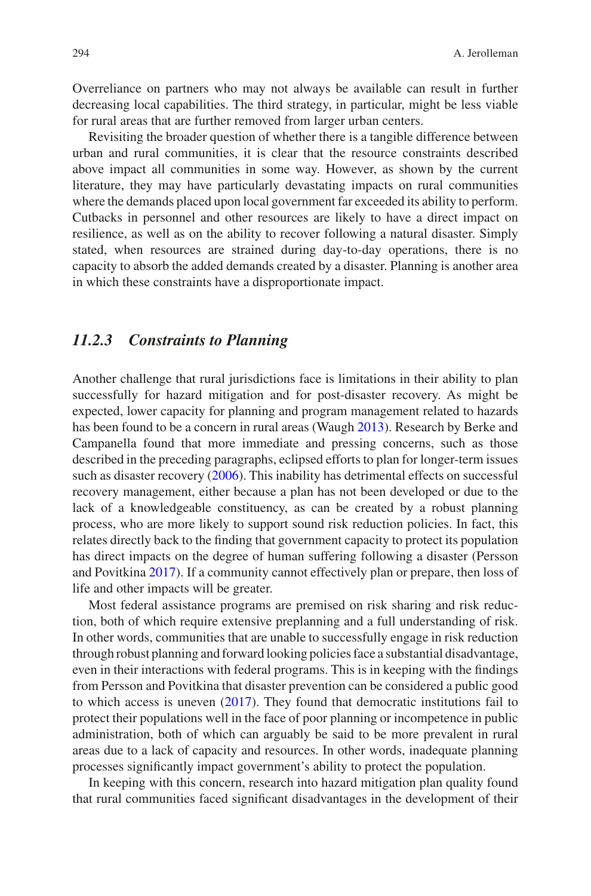Overreliance on partners who may not always be available can result in further decreasing local capabilities. The third strategy, in particular, might be less viable for rural areas that are further removed from larger urban centers.

Revisiting the broader question of whether there is a tangible difference between urban and rural communities, it is clear that the resource constraints described above impact all communities in some way. However, as shown by the current literature, they may have particularly devastating impacts on rural communities where the demands placed upon local government far exceeded its ability to perform. Cutbacks in personnel and other resources are likely to have a direct impact on resilience, as well as on the ability to recover following a natural disaster. Simply stated, when resources are strained during day-to-day operations, there is no capacity to absorb the added demands created by a disaster. Planning is another area in which these constraints have a disproportionate impact.

### *11.2.3 Constraints to Planning*

Another challenge that rural jurisdictions face is limitations in their ability to plan successfully for hazard mitigation and for post-disaster recovery. As might be expected, lower capacity for planning and program management related to hazards has been found to be a concern in rural areas (Waugh 2013). Research by Berke and Campanella found that more immediate and pressing concerns, such as those described in the preceding paragraphs, eclipsed efforts to plan for longer-term issues such as disaster recovery (2006). This inability has detrimental effects on successful recovery management, either because a plan has not been developed or due to the lack of a knowledgeable constituency, as can be created by a robust planning process, who are more likely to support sound risk reduction policies. In fact, this relates directly back to the finding that government capacity to protect its population has direct impacts on the degree of human suffering following a disaster (Persson and Povitkina 2017). If a community cannot effectively plan or prepare, then loss of life and other impacts will be greater.

Most federal assistance programs are premised on risk sharing and risk reduction, both of which require extensive preplanning and a full understanding of risk. In other words, communities that are unable to successfully engage in risk reduction through robust planning and forward looking policies face a substantial disadvantage, even in their interactions with federal programs. This is in keeping with the findings from Persson and Povitkina that disaster prevention can be considered a public good to which access is uneven (2017). They found that democratic institutions fail to protect their populations well in the face of poor planning or incompetence in public administration, both of which can arguably be said to be more prevalent in rural areas due to a lack of capacity and resources. In other words, inadequate planning processes significantly impact government's ability to protect the population.

In keeping with this concern, research into hazard mitigation plan quality found that rural communities faced significant disadvantages in the development of their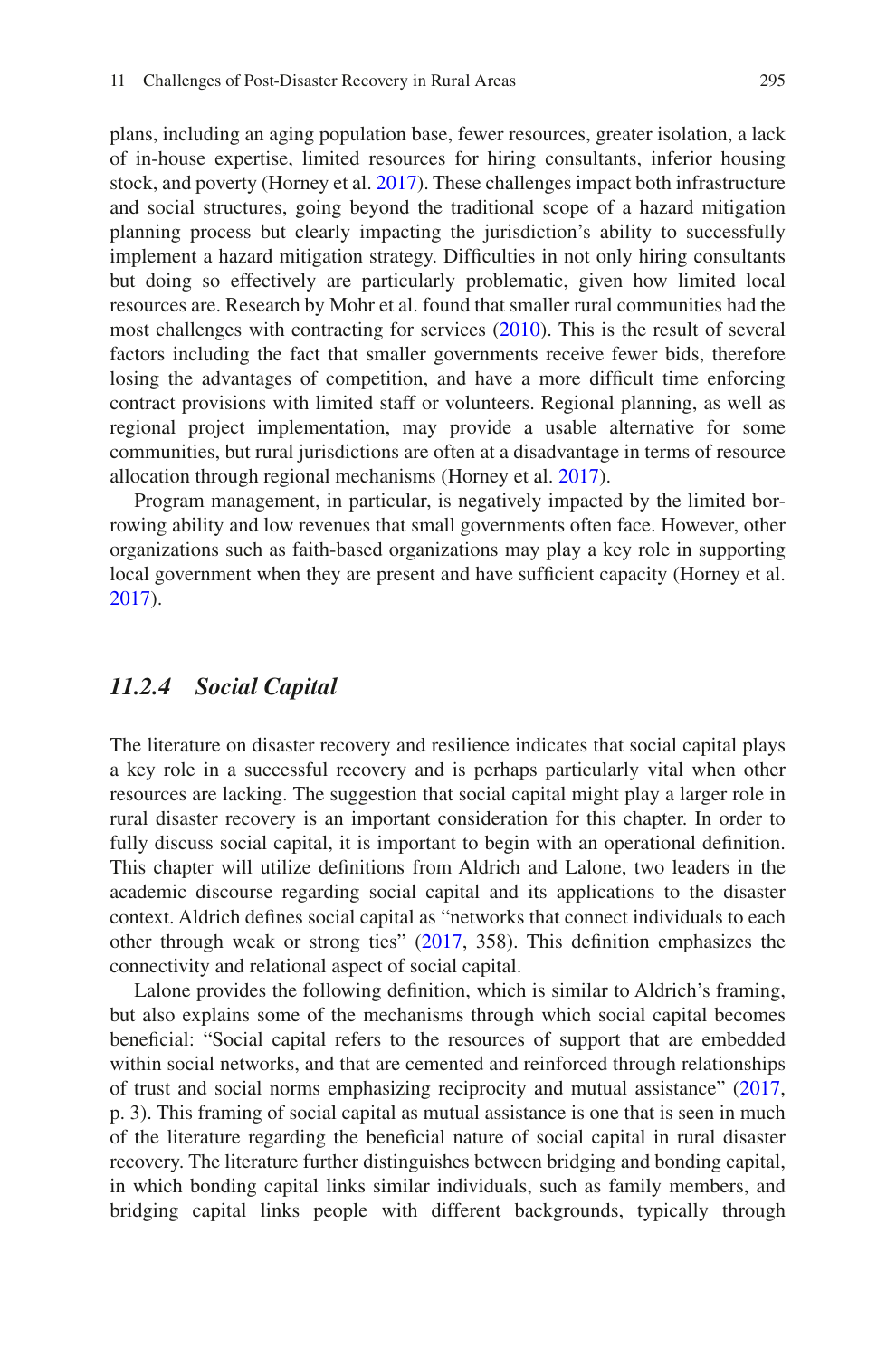plans, including an aging population base, fewer resources, greater isolation, a lack of in-house expertise, limited resources for hiring consultants, inferior housing stock, and poverty (Horney et al. 2017). These challenges impact both infrastructure and social structures, going beyond the traditional scope of a hazard mitigation planning process but clearly impacting the jurisdiction's ability to successfully implement a hazard mitigation strategy. Difficulties in not only hiring consultants but doing so effectively are particularly problematic, given how limited local resources are. Research by Mohr et al. found that smaller rural communities had the most challenges with contracting for services (2010). This is the result of several factors including the fact that smaller governments receive fewer bids, therefore losing the advantages of competition, and have a more difficult time enforcing contract provisions with limited staff or volunteers. Regional planning, as well as regional project implementation, may provide a usable alternative for some communities, but rural jurisdictions are often at a disadvantage in terms of resource allocation through regional mechanisms (Horney et al. 2017).

Program management, in particular, is negatively impacted by the limited borrowing ability and low revenues that small governments often face. However, other organizations such as faith-based organizations may play a key role in supporting local government when they are present and have sufficient capacity (Horney et al. 2017).

### *11.2.4 Social Capital*

The literature on disaster recovery and resilience indicates that social capital plays a key role in a successful recovery and is perhaps particularly vital when other resources are lacking. The suggestion that social capital might play a larger role in rural disaster recovery is an important consideration for this chapter. In order to fully discuss social capital, it is important to begin with an operational definition. This chapter will utilize definitions from Aldrich and Lalone, two leaders in the academic discourse regarding social capital and its applications to the disaster context. Aldrich defines social capital as "networks that connect individuals to each other through weak or strong ties" (2017, 358). This definition emphasizes the connectivity and relational aspect of social capital.

Lalone provides the following definition, which is similar to Aldrich's framing, but also explains some of the mechanisms through which social capital becomes beneficial: "Social capital refers to the resources of support that are embedded within social networks, and that are cemented and reinforced through relationships of trust and social norms emphasizing reciprocity and mutual assistance" (2017, p. 3). This framing of social capital as mutual assistance is one that is seen in much of the literature regarding the beneficial nature of social capital in rural disaster recovery. The literature further distinguishes between bridging and bonding capital, in which bonding capital links similar individuals, such as family members, and bridging capital links people with different backgrounds, typically through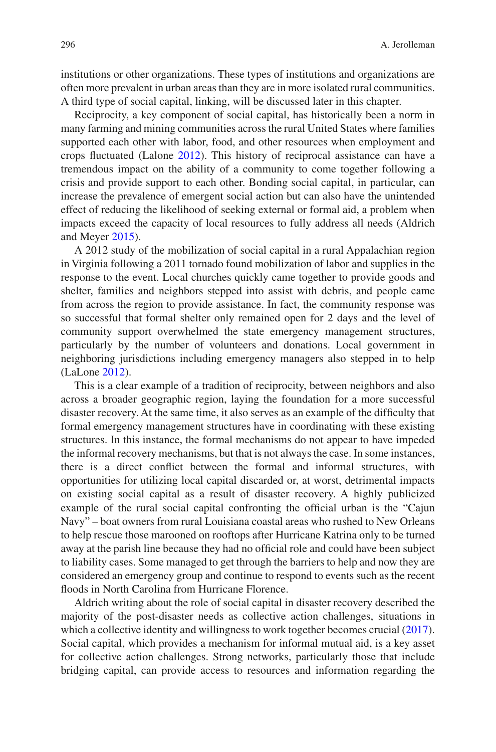institutions or other organizations. These types of institutions and organizations are often more prevalent in urban areas than they are in more isolated rural communities. A third type of social capital, linking, will be discussed later in this chapter.

Reciprocity, a key component of social capital, has historically been a norm in many farming and mining communities across the rural United States where families supported each other with labor, food, and other resources when employment and crops fluctuated (Lalone 2012). This history of reciprocal assistance can have a tremendous impact on the ability of a community to come together following a crisis and provide support to each other. Bonding social capital, in particular, can increase the prevalence of emergent social action but can also have the unintended effect of reducing the likelihood of seeking external or formal aid, a problem when impacts exceed the capacity of local resources to fully address all needs (Aldrich and Meyer 2015).

A 2012 study of the mobilization of social capital in a rural Appalachian region in Virginia following a 2011 tornado found mobilization of labor and supplies in the response to the event. Local churches quickly came together to provide goods and shelter, families and neighbors stepped into assist with debris, and people came from across the region to provide assistance. In fact, the community response was so successful that formal shelter only remained open for 2 days and the level of community support overwhelmed the state emergency management structures, particularly by the number of volunteers and donations. Local government in neighboring jurisdictions including emergency managers also stepped in to help (LaLone 2012).

This is a clear example of a tradition of reciprocity, between neighbors and also across a broader geographic region, laying the foundation for a more successful disaster recovery. At the same time, it also serves as an example of the difficulty that formal emergency management structures have in coordinating with these existing structures. In this instance, the formal mechanisms do not appear to have impeded the informal recovery mechanisms, but that is not always the case. In some instances, there is a direct conflict between the formal and informal structures, with opportunities for utilizing local capital discarded or, at worst, detrimental impacts on existing social capital as a result of disaster recovery. A highly publicized example of the rural social capital confronting the official urban is the "Cajun Navy" – boat owners from rural Louisiana coastal areas who rushed to New Orleans to help rescue those marooned on rooftops after Hurricane Katrina only to be turned away at the parish line because they had no official role and could have been subject to liability cases. Some managed to get through the barriers to help and now they are considered an emergency group and continue to respond to events such as the recent floods in North Carolina from Hurricane Florence.

Aldrich writing about the role of social capital in disaster recovery described the majority of the post-disaster needs as collective action challenges, situations in which a collective identity and willingness to work together becomes crucial (2017). Social capital, which provides a mechanism for informal mutual aid, is a key asset for collective action challenges. Strong networks, particularly those that include bridging capital, can provide access to resources and information regarding the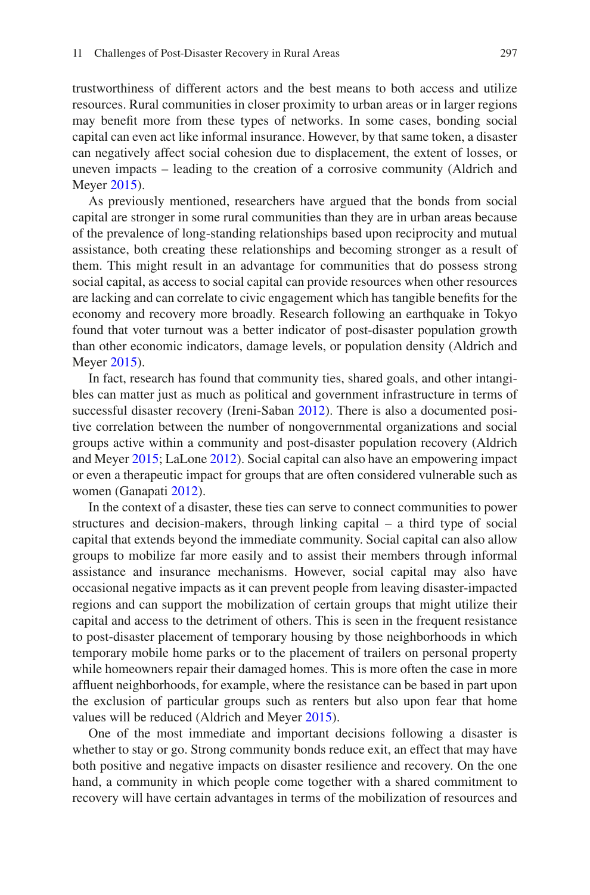trustworthiness of different actors and the best means to both access and utilize resources. Rural communities in closer proximity to urban areas or in larger regions may benefit more from these types of networks. In some cases, bonding social capital can even act like informal insurance. However, by that same token, a disaster can negatively affect social cohesion due to displacement, the extent of losses, or uneven impacts – leading to the creation of a corrosive community (Aldrich and Meyer 2015).

As previously mentioned, researchers have argued that the bonds from social capital are stronger in some rural communities than they are in urban areas because of the prevalence of long-standing relationships based upon reciprocity and mutual assistance, both creating these relationships and becoming stronger as a result of them. This might result in an advantage for communities that do possess strong social capital, as access to social capital can provide resources when other resources are lacking and can correlate to civic engagement which has tangible benefits for the economy and recovery more broadly. Research following an earthquake in Tokyo found that voter turnout was a better indicator of post-disaster population growth than other economic indicators, damage levels, or population density (Aldrich and Meyer 2015).

In fact, research has found that community ties, shared goals, and other intangibles can matter just as much as political and government infrastructure in terms of successful disaster recovery (Ireni-Saban 2012). There is also a documented positive correlation between the number of nongovernmental organizations and social groups active within a community and post-disaster population recovery (Aldrich and Meyer 2015; LaLone 2012). Social capital can also have an empowering impact or even a therapeutic impact for groups that are often considered vulnerable such as women (Ganapati 2012).

In the context of a disaster, these ties can serve to connect communities to power structures and decision-makers, through linking capital – a third type of social capital that extends beyond the immediate community. Social capital can also allow groups to mobilize far more easily and to assist their members through informal assistance and insurance mechanisms. However, social capital may also have occasional negative impacts as it can prevent people from leaving disaster-impacted regions and can support the mobilization of certain groups that might utilize their capital and access to the detriment of others. This is seen in the frequent resistance to post-disaster placement of temporary housing by those neighborhoods in which temporary mobile home parks or to the placement of trailers on personal property while homeowners repair their damaged homes. This is more often the case in more affluent neighborhoods, for example, where the resistance can be based in part upon the exclusion of particular groups such as renters but also upon fear that home values will be reduced (Aldrich and Meyer 2015).

One of the most immediate and important decisions following a disaster is whether to stay or go. Strong community bonds reduce exit, an effect that may have both positive and negative impacts on disaster resilience and recovery. On the one hand, a community in which people come together with a shared commitment to recovery will have certain advantages in terms of the mobilization of resources and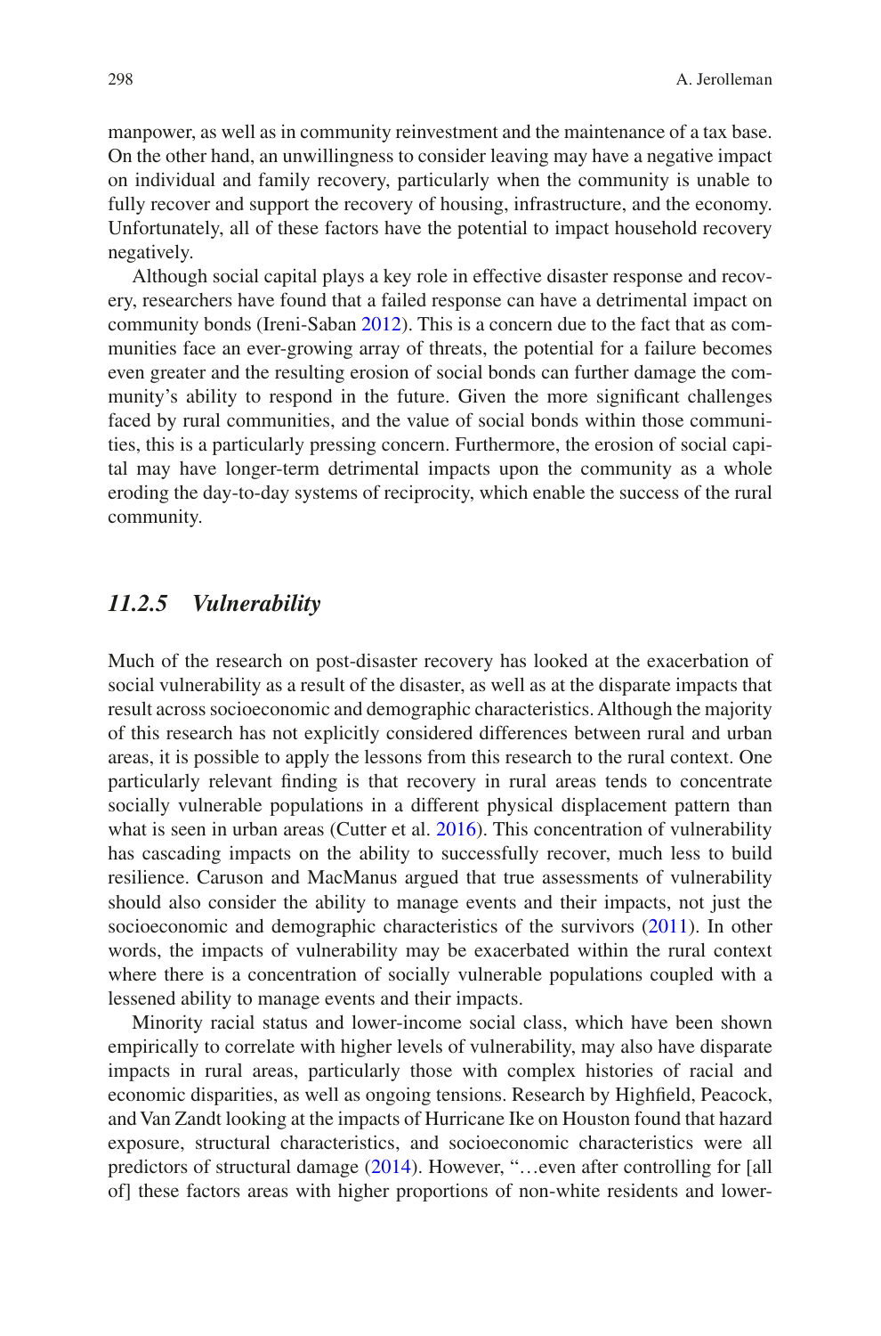manpower, as well as in community reinvestment and the maintenance of a tax base. On the other hand, an unwillingness to consider leaving may have a negative impact on individual and family recovery, particularly when the community is unable to fully recover and support the recovery of housing, infrastructure, and the economy. Unfortunately, all of these factors have the potential to impact household recovery negatively.

Although social capital plays a key role in effective disaster response and recovery, researchers have found that a failed response can have a detrimental impact on community bonds (Ireni-Saban 2012). This is a concern due to the fact that as communities face an ever-growing array of threats, the potential for a failure becomes even greater and the resulting erosion of social bonds can further damage the community's ability to respond in the future. Given the more significant challenges faced by rural communities, and the value of social bonds within those communities, this is a particularly pressing concern. Furthermore, the erosion of social capital may have longer-term detrimental impacts upon the community as a whole eroding the day-to-day systems of reciprocity, which enable the success of the rural community.

### *11.2.5 Vulnerability*

Much of the research on post-disaster recovery has looked at the exacerbation of social vulnerability as a result of the disaster, as well as at the disparate impacts that result across socioeconomic and demographic characteristics. Although the majority of this research has not explicitly considered differences between rural and urban areas, it is possible to apply the lessons from this research to the rural context. One particularly relevant finding is that recovery in rural areas tends to concentrate socially vulnerable populations in a different physical displacement pattern than what is seen in urban areas (Cutter et al. 2016). This concentration of vulnerability has cascading impacts on the ability to successfully recover, much less to build resilience. Caruson and MacManus argued that true assessments of vulnerability should also consider the ability to manage events and their impacts, not just the socioeconomic and demographic characteristics of the survivors (2011). In other words, the impacts of vulnerability may be exacerbated within the rural context where there is a concentration of socially vulnerable populations coupled with a lessened ability to manage events and their impacts.

Minority racial status and lower-income social class, which have been shown empirically to correlate with higher levels of vulnerability, may also have disparate impacts in rural areas, particularly those with complex histories of racial and economic disparities, as well as ongoing tensions. Research by Highfield, Peacock, and Van Zandt looking at the impacts of Hurricane Ike on Houston found that hazard exposure, structural characteristics, and socioeconomic characteristics were all predictors of structural damage (2014). However, "…even after controlling for [all of] these factors areas with higher proportions of non-white residents and lower-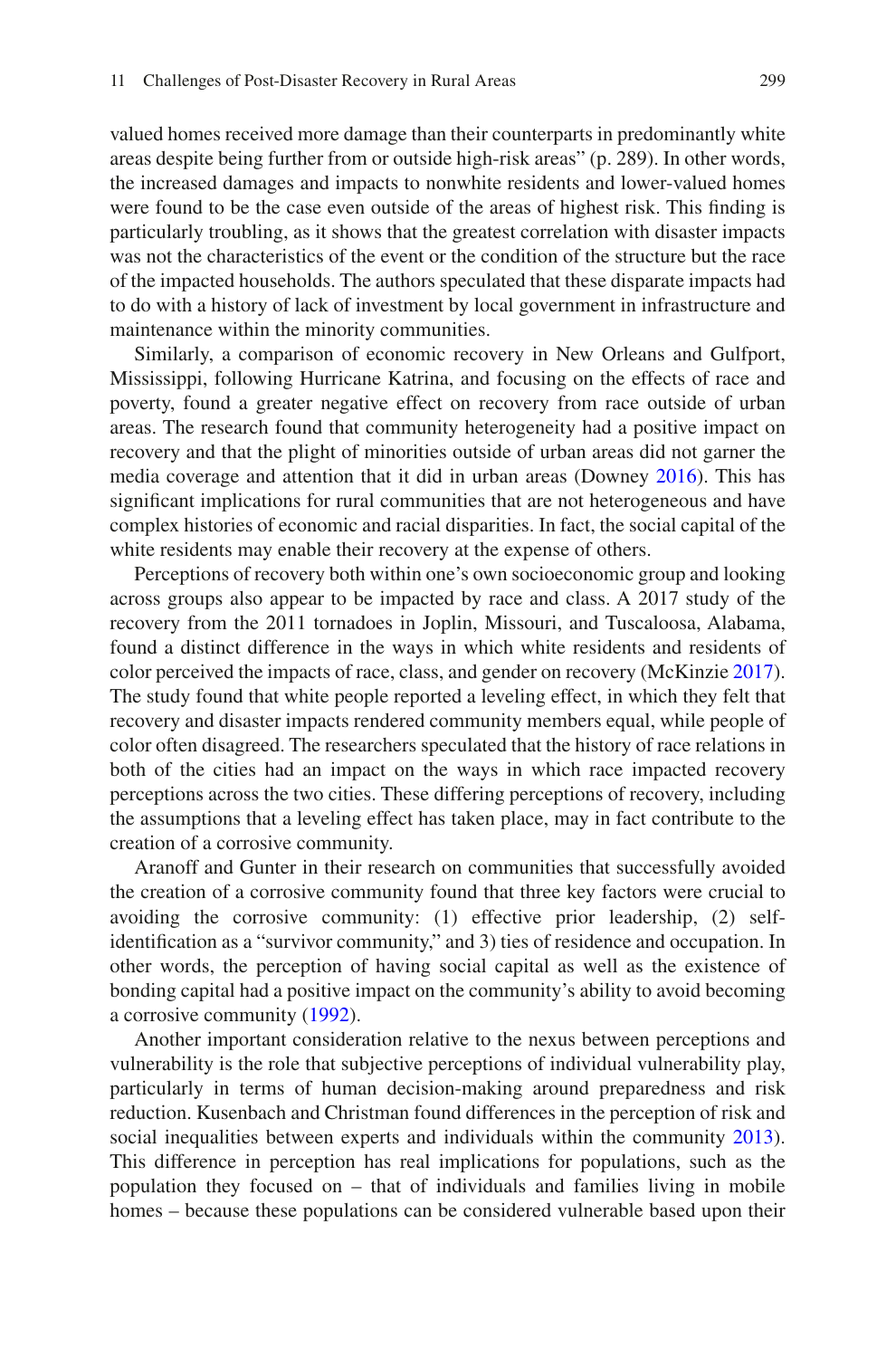valued homes received more damage than their counterparts in predominantly white areas despite being further from or outside high-risk areas" (p. 289). In other words, the increased damages and impacts to nonwhite residents and lower-valued homes were found to be the case even outside of the areas of highest risk. This finding is particularly troubling, as it shows that the greatest correlation with disaster impacts was not the characteristics of the event or the condition of the structure but the race of the impacted households. The authors speculated that these disparate impacts had to do with a history of lack of investment by local government in infrastructure and maintenance within the minority communities.

Similarly, a comparison of economic recovery in New Orleans and Gulfport, Mississippi, following Hurricane Katrina, and focusing on the effects of race and poverty, found a greater negative effect on recovery from race outside of urban areas. The research found that community heterogeneity had a positive impact on recovery and that the plight of minorities outside of urban areas did not garner the media coverage and attention that it did in urban areas (Downey 2016). This has significant implications for rural communities that are not heterogeneous and have complex histories of economic and racial disparities. In fact, the social capital of the white residents may enable their recovery at the expense of others.

Perceptions of recovery both within one's own socioeconomic group and looking across groups also appear to be impacted by race and class. A 2017 study of the recovery from the 2011 tornadoes in Joplin, Missouri, and Tuscaloosa, Alabama, found a distinct difference in the ways in which white residents and residents of color perceived the impacts of race, class, and gender on recovery (McKinzie 2017). The study found that white people reported a leveling effect, in which they felt that recovery and disaster impacts rendered community members equal, while people of color often disagreed. The researchers speculated that the history of race relations in both of the cities had an impact on the ways in which race impacted recovery perceptions across the two cities. These differing perceptions of recovery, including the assumptions that a leveling effect has taken place, may in fact contribute to the creation of a corrosive community.

Aranoff and Gunter in their research on communities that successfully avoided the creation of a corrosive community found that three key factors were crucial to avoiding the corrosive community: (1) effective prior leadership, (2) self-identification as a "survivor community," and 3) ties of residence and occupation. In other words, the perception of having social capital as well as the existence of bonding capital had a positive impact on the community's ability to avoid becoming a corrosive community (1992).

Another important consideration relative to the nexus between perceptions and vulnerability is the role that subjective perceptions of individual vulnerability play, particularly in terms of human decision-making around preparedness and risk reduction. Kusenbach and Christman found differences in the perception of risk and social inequalities between experts and individuals within the community 2013). This difference in perception has real implications for populations, such as the population they focused on – that of individuals and families living in mobile homes – because these populations can be considered vulnerable based upon their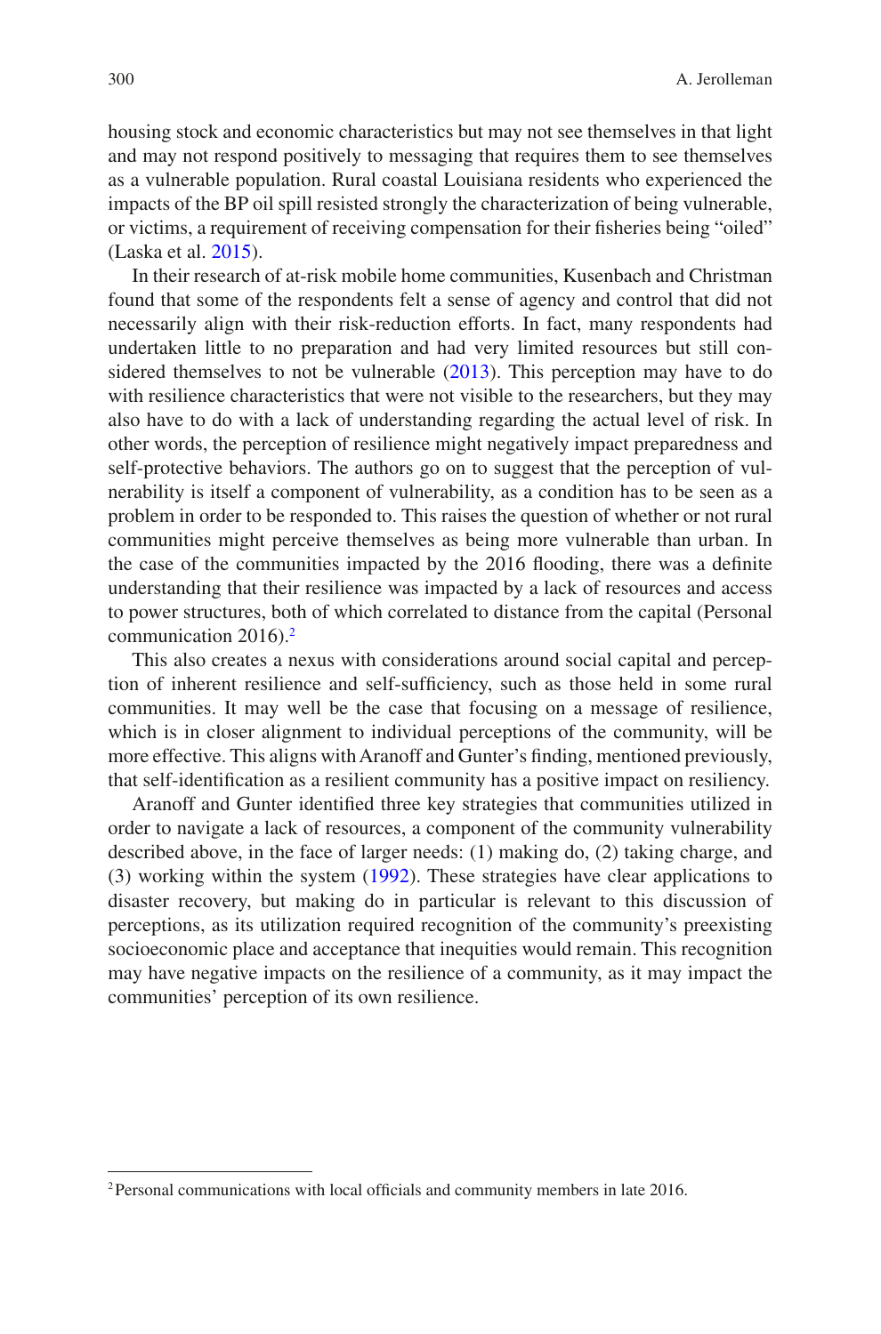housing stock and economic characteristics but may not see themselves in that light and may not respond positively to messaging that requires them to see themselves as a vulnerable population. Rural coastal Louisiana residents who experienced the impacts of the BP oil spill resisted strongly the characterization of being vulnerable, or victims, a requirement of receiving compensation for their fisheries being "oiled" (Laska et al. 2015).

In their research of at-risk mobile home communities, Kusenbach and Christman found that some of the respondents felt a sense of agency and control that did not necessarily align with their risk-reduction efforts. In fact, many respondents had undertaken little to no preparation and had very limited resources but still considered themselves to not be vulnerable (2013). This perception may have to do with resilience characteristics that were not visible to the researchers, but they may also have to do with a lack of understanding regarding the actual level of risk. In other words, the perception of resilience might negatively impact preparedness and self-protective behaviors. The authors go on to suggest that the perception of vulnerability is itself a component of vulnerability, as a condition has to be seen as a problem in order to be responded to. This raises the question of whether or not rural communities might perceive themselves as being more vulnerable than urban. In the case of the communities impacted by the 2016 flooding, there was a definite understanding that their resilience was impacted by a lack of resources and access to power structures, both of which correlated to distance from the capital (Personal communication 2016).[2]

This also creates a nexus with considerations around social capital and perception of inherent resilience and self-sufficiency, such as those held in some rural communities. It may well be the case that focusing on a message of resilience, which is in closer alignment to individual perceptions of the community, will be more effective. This aligns with Aranoff and Gunter's finding, mentioned previously, that self-identification as a resilient community has a positive impact on resiliency.

Aranoff and Gunter identified three key strategies that communities utilized in order to navigate a lack of resources, a component of the community vulnerability described above, in the face of larger needs: (1) making do, (2) taking charge, and (3) working within the system (1992). These strategies have clear applications to disaster recovery, but making do in particular is relevant to this discussion of perceptions, as its utilization required recognition of the community's preexisting socioeconomic place and acceptance that inequities would remain. This recognition may have negative impacts on the resilience of a community, as it may impact the communities' perception of its own resilience.

[2] Personal communications with local officials and community members in late 2016.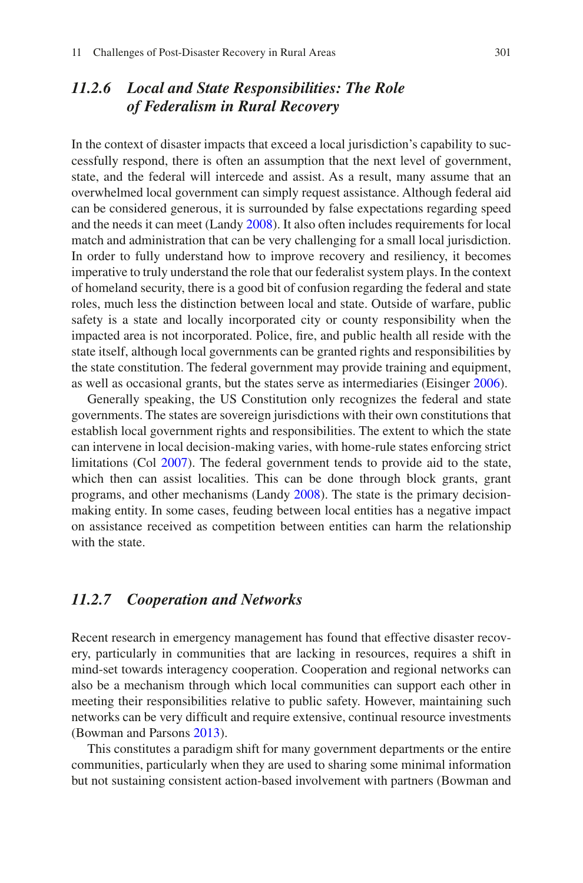### *11.2.6 Local and State Responsibilities: The Role of Federalism in Rural Recovery*

In the context of disaster impacts that exceed a local jurisdiction's capability to successfully respond, there is often an assumption that the next level of government, state, and the federal will intercede and assist. As a result, many assume that an overwhelmed local government can simply request assistance. Although federal aid can be considered generous, it is surrounded by false expectations regarding speed and the needs it can meet (Landy 2008). It also often includes requirements for local match and administration that can be very challenging for a small local jurisdiction. In order to fully understand how to improve recovery and resiliency, it becomes imperative to truly understand the role that our federalist system plays. In the context of homeland security, there is a good bit of confusion regarding the federal and state roles, much less the distinction between local and state. Outside of warfare, public safety is a state and locally incorporated city or county responsibility when the impacted area is not incorporated. Police, fire, and public health all reside with the state itself, although local governments can be granted rights and responsibilities by the state constitution. The federal government may provide training and equipment, as well as occasional grants, but the states serve as intermediaries (Eisinger 2006).

Generally speaking, the US Constitution only recognizes the federal and state governments. The states are sovereign jurisdictions with their own constitutions that establish local government rights and responsibilities. The extent to which the state can intervene in local decision-making varies, with home-rule states enforcing strict limitations (Col 2007). The federal government tends to provide aid to the state, which then can assist localities. This can be done through block grants, grant programs, and other mechanisms (Landy 2008). The state is the primary decision-making entity. In some cases, feuding between local entities has a negative impact on assistance received as competition between entities can harm the relationship with the state.

### *11.2.7 Cooperation and Networks*

Recent research in emergency management has found that effective disaster recovery, particularly in communities that are lacking in resources, requires a shift in mind-set towards interagency cooperation. Cooperation and regional networks can also be a mechanism through which local communities can support each other in meeting their responsibilities relative to public safety. However, maintaining such networks can be very difficult and require extensive, continual resource investments (Bowman and Parsons 2013).

This constitutes a paradigm shift for many government departments or the entire communities, particularly when they are used to sharing some minimal information but not sustaining consistent action-based involvement with partners (Bowman and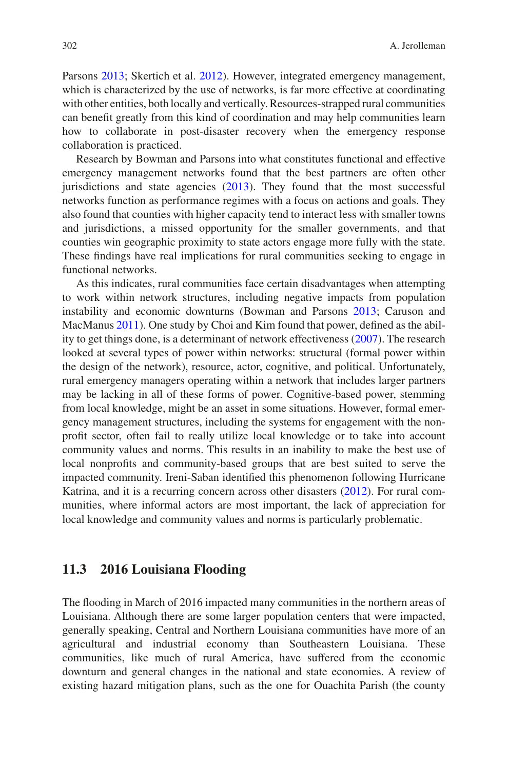Parsons 2013; Skertich et al. 2012). However, integrated emergency management, which is characterized by the use of networks, is far more effective at coordinating with other entities, both locally and vertically. Resources-strapped rural communities can benefit greatly from this kind of coordination and may help communities learn how to collaborate in post-disaster recovery when the emergency response collaboration is practiced.

Research by Bowman and Parsons into what constitutes functional and effective emergency management networks found that the best partners are often other jurisdictions and state agencies (2013). They found that the most successful networks function as performance regimes with a focus on actions and goals. They also found that counties with higher capacity tend to interact less with smaller towns and jurisdictions, a missed opportunity for the smaller governments, and that counties win geographic proximity to state actors engage more fully with the state. These findings have real implications for rural communities seeking to engage in functional networks.

As this indicates, rural communities face certain disadvantages when attempting to work within network structures, including negative impacts from population instability and economic downturns (Bowman and Parsons 2013; Caruson and MacManus 2011). One study by Choi and Kim found that power, defined as the ability to get things done, is a determinant of network effectiveness (2007). The research looked at several types of power within networks: structural (formal power within the design of the network), resource, actor, cognitive, and political. Unfortunately, rural emergency managers operating within a network that includes larger partners may be lacking in all of these forms of power. Cognitive-based power, stemming from local knowledge, might be an asset in some situations. However, formal emergency management structures, including the systems for engagement with the nonprofit sector, often fail to really utilize local knowledge or to take into account community values and norms. This results in an inability to make the best use of local nonprofits and community-based groups that are best suited to serve the impacted community. Ireni-Saban identified this phenomenon following Hurricane Katrina, and it is a recurring concern across other disasters (2012). For rural communities, where informal actors are most important, the lack of appreciation for local knowledge and community values and norms is particularly problematic.

## 11.3 2016 Louisiana Flooding

The flooding in March of 2016 impacted many communities in the northern areas of Louisiana. Although there are some larger population centers that were impacted, generally speaking, Central and Northern Louisiana communities have more of an agricultural and industrial economy than Southeastern Louisiana. These communities, like much of rural America, have suffered from the economic downturn and general changes in the national and state economies. A review of existing hazard mitigation plans, such as the one for Ouachita Parish (the county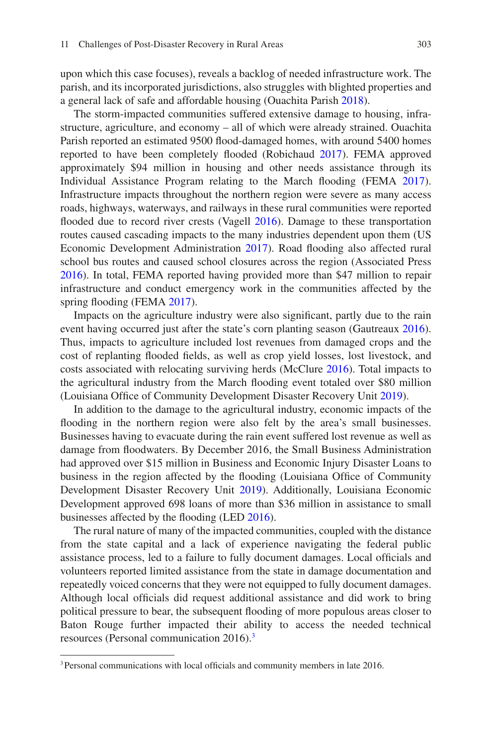upon which this case focuses), reveals a backlog of needed infrastructure work. The parish, and its incorporated jurisdictions, also struggles with blighted properties and a general lack of safe and affordable housing (Ouachita Parish 2018).

The storm-impacted communities suffered extensive damage to housing, infrastructure, agriculture, and economy – all of which were already strained. Ouachita Parish reported an estimated 9500 flood-damaged homes, with around 5400 homes reported to have been completely flooded (Robichaud 2017). FEMA approved approximately $94 million in housing and other needs assistance through its Individual Assistance Program relating to the March flooding (FEMA 2017). Infrastructure impacts throughout the northern region were severe as many access roads, highways, waterways, and railways in these rural communities were reported flooded due to record river crests (Vagell 2016). Damage to these transportation routes caused cascading impacts to the many industries dependent upon them (US Economic Development Administration 2017). Road flooding also affected rural school bus routes and caused school closures across the region (Associated Press 2016). In total, FEMA reported having provided more than $47 million to repair infrastructure and conduct emergency work in the communities affected by the spring flooding (FEMA 2017).

Impacts on the agriculture industry were also significant, partly due to the rain event having occurred just after the state's corn planting season (Gautreaux 2016). Thus, impacts to agriculture included lost revenues from damaged crops and the cost of replanting flooded fields, as well as crop yield losses, lost livestock, and costs associated with relocating surviving herds (McClure 2016). Total impacts to the agricultural industry from the March flooding event totaled over $80 million (Louisiana Office of Community Development Disaster Recovery Unit 2019).

In addition to the damage to the agricultural industry, economic impacts of the flooding in the northern region were also felt by the area's small businesses. Businesses having to evacuate during the rain event suffered lost revenue as well as damage from floodwaters. By December 2016, the Small Business Administration had approved over $15 million in Business and Economic Injury Disaster Loans to business in the region affected by the flooding (Louisiana Office of Community Development Disaster Recovery Unit 2019). Additionally, Louisiana Economic Development approved 698 loans of more than $36 million in assistance to small businesses affected by the flooding (LED 2016).

The rural nature of many of the impacted communities, coupled with the distance from the state capital and a lack of experience navigating the federal public assistance process, led to a failure to fully document damages. Local officials and volunteers reported limited assistance from the state in damage documentation and repeatedly voiced concerns that they were not equipped to fully document damages. Although local officials did request additional assistance and did work to bring political pressure to bear, the subsequent flooding of more populous areas closer to Baton Rouge further impacted their ability to access the needed technical resources (Personal communication 2016).[3]

[3] Personal communications with local officials and community members in late 2016.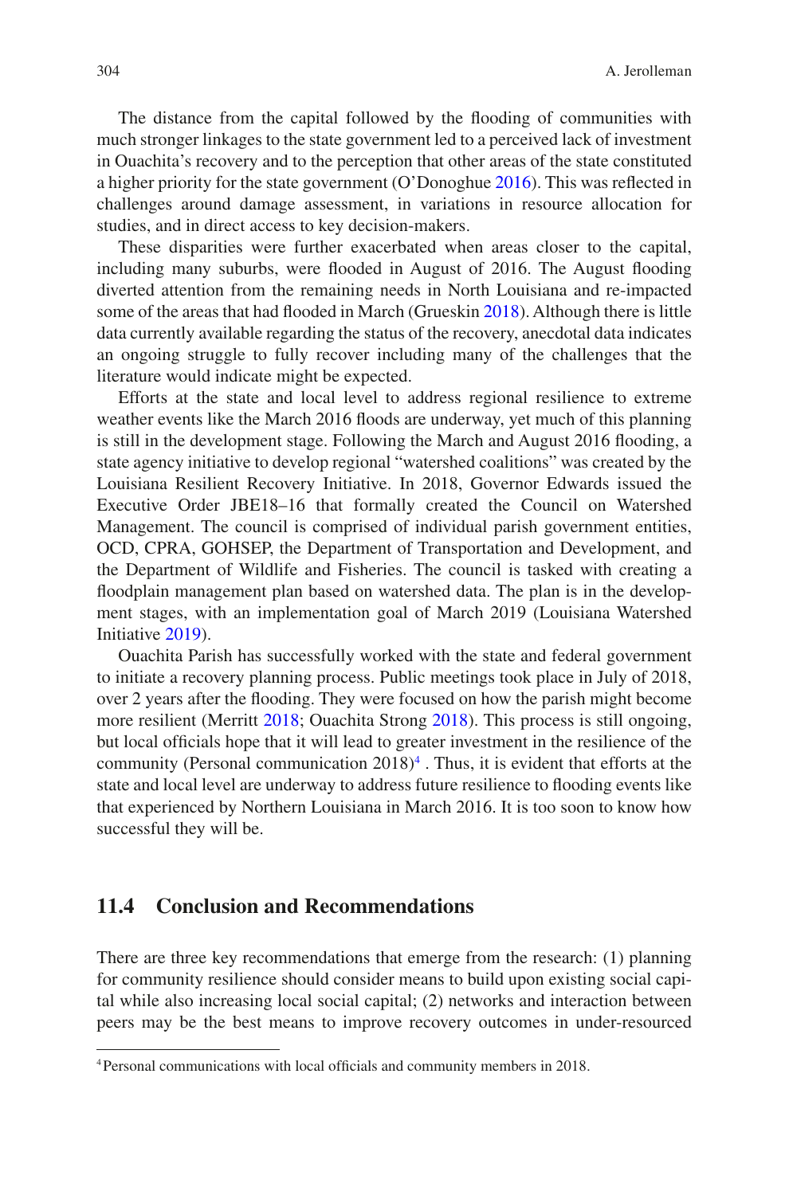The distance from the capital followed by the flooding of communities with much stronger linkages to the state government led to a perceived lack of investment in Ouachita's recovery and to the perception that other areas of the state constituted a higher priority for the state government (O'Donoghue 2016). This was reflected in challenges around damage assessment, in variations in resource allocation for studies, and in direct access to key decision-makers.

These disparities were further exacerbated when areas closer to the capital, including many suburbs, were flooded in August of 2016. The August flooding diverted attention from the remaining needs in North Louisiana and re-impacted some of the areas that had flooded in March (Grueskin 2018). Although there is little data currently available regarding the status of the recovery, anecdotal data indicates an ongoing struggle to fully recover including many of the challenges that the literature would indicate might be expected.

Efforts at the state and local level to address regional resilience to extreme weather events like the March 2016 floods are underway, yet much of this planning is still in the development stage. Following the March and August 2016 flooding, a state agency initiative to develop regional "watershed coalitions" was created by the Louisiana Resilient Recovery Initiative. In 2018, Governor Edwards issued the Executive Order JBE18–16 that formally created the Council on Watershed Management. The council is comprised of individual parish government entities, OCD, CPRA, GOHSEP, the Department of Transportation and Development, and the Department of Wildlife and Fisheries. The council is tasked with creating a floodplain management plan based on watershed data. The plan is in the development stages, with an implementation goal of March 2019 (Louisiana Watershed Initiative 2019).

Ouachita Parish has successfully worked with the state and federal government to initiate a recovery planning process. Public meetings took place in July of 2018, over 2 years after the flooding. They were focused on how the parish might become more resilient (Merritt 2018; Ouachita Strong 2018). This process is still ongoing, but local officials hope that it will lead to greater investment in the resilience of the community (Personal communication 2018)[4]. Thus, it is evident that efforts at the state and local level are underway to address future resilience to flooding events like that experienced by Northern Louisiana in March 2016. It is too soon to know how successful they will be.

## 11.4 Conclusion and Recommendations

There are three key recommendations that emerge from the research: (1) planning for community resilience should consider means to build upon existing social capital while also increasing local social capital; (2) networks and interaction between peers may be the best means to improve recovery outcomes in under-resourced

[4] Personal communications with local officials and community members in 2018.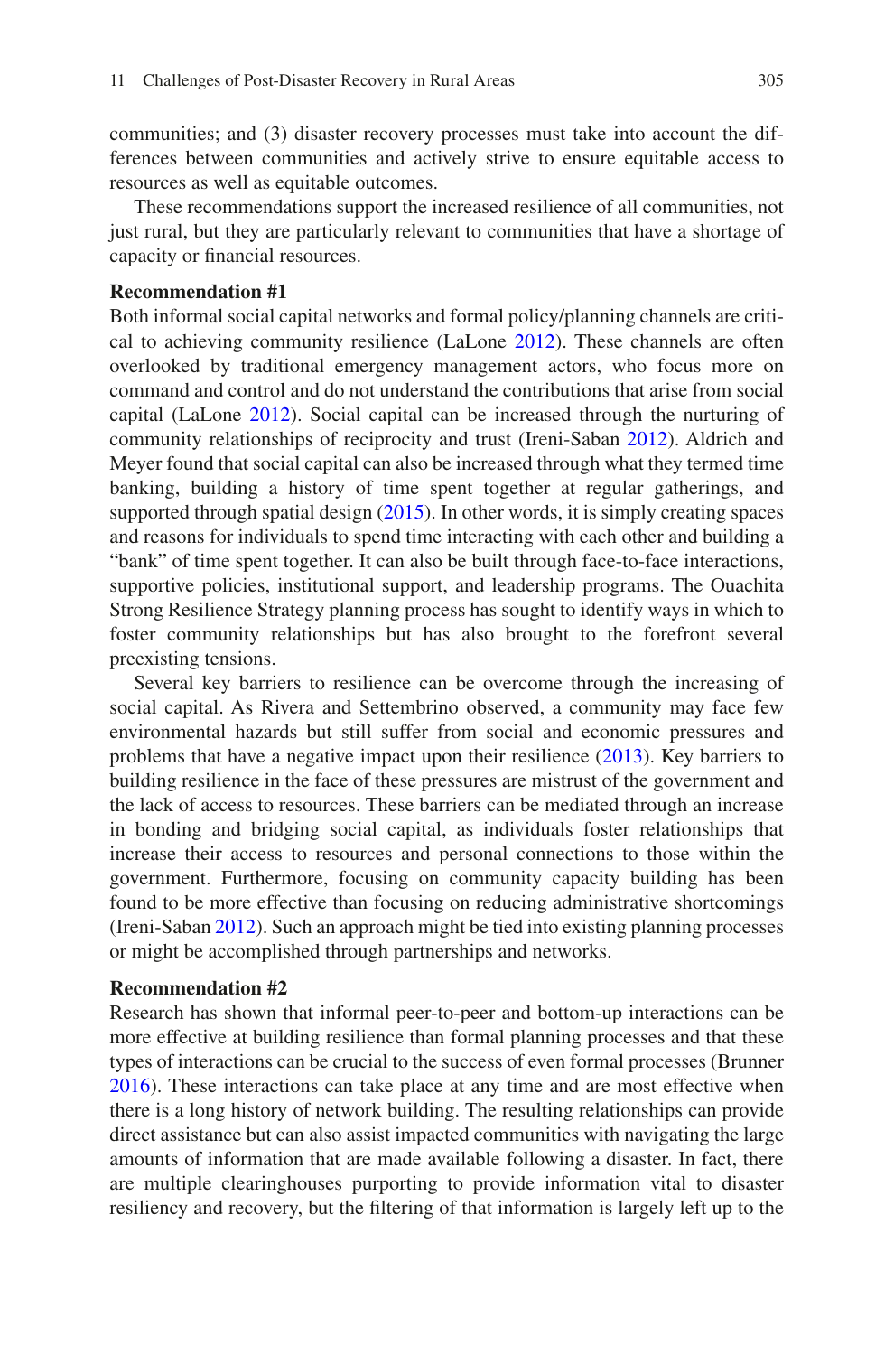communities; and (3) disaster recovery processes must take into account the differences between communities and actively strive to ensure equitable access to resources as well as equitable outcomes.

These recommendations support the increased resilience of all communities, not just rural, but they are particularly relevant to communities that have a shortage of capacity or financial resources.

**Recommendation #1**

Both informal social capital networks and formal policy/planning channels are critical to achieving community resilience (LaLone 2012). These channels are often overlooked by traditional emergency management actors, who focus more on command and control and do not understand the contributions that arise from social capital (LaLone 2012). Social capital can be increased through the nurturing of community relationships of reciprocity and trust (Ireni-Saban 2012). Aldrich and Meyer found that social capital can also be increased through what they termed time banking, building a history of time spent together at regular gatherings, and supported through spatial design (2015). In other words, it is simply creating spaces and reasons for individuals to spend time interacting with each other and building a "bank" of time spent together. It can also be built through face-to-face interactions, supportive policies, institutional support, and leadership programs. The Ouachita Strong Resilience Strategy planning process has sought to identify ways in which to foster community relationships but has also brought to the forefront several preexisting tensions.

Several key barriers to resilience can be overcome through the increasing of social capital. As Rivera and Settembrino observed, a community may face few environmental hazards but still suffer from social and economic pressures and problems that have a negative impact upon their resilience (2013). Key barriers to building resilience in the face of these pressures are mistrust of the government and the lack of access to resources. These barriers can be mediated through an increase in bonding and bridging social capital, as individuals foster relationships that increase their access to resources and personal connections to those within the government. Furthermore, focusing on community capacity building has been found to be more effective than focusing on reducing administrative shortcomings (Ireni-Saban 2012). Such an approach might be tied into existing planning processes or might be accomplished through partnerships and networks.

**Recommendation #2**

Research has shown that informal peer-to-peer and bottom-up interactions can be more effective at building resilience than formal planning processes and that these types of interactions can be crucial to the success of even formal processes (Brunner 2016). These interactions can take place at any time and are most effective when there is a long history of network building. The resulting relationships can provide direct assistance but can also assist impacted communities with navigating the large amounts of information that are made available following a disaster. In fact, there are multiple clearinghouses purporting to provide information vital to disaster resiliency and recovery, but the filtering of that information is largely left up to the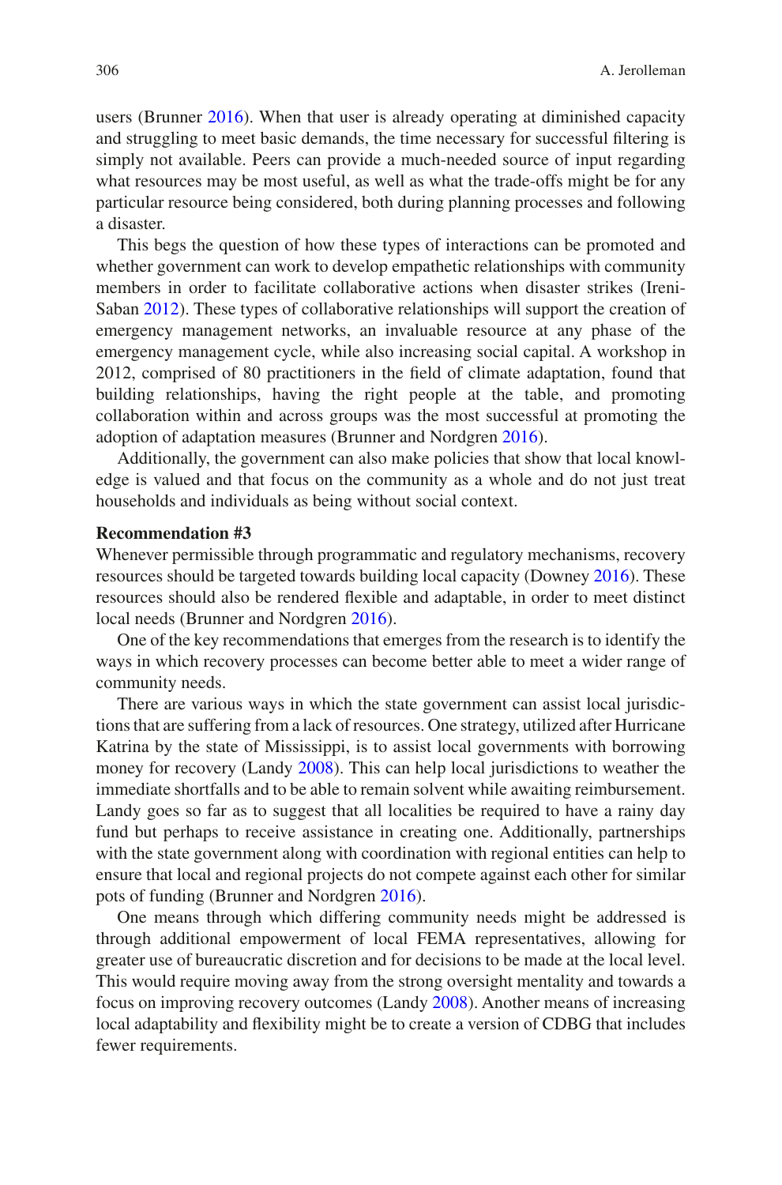users (Brunner 2016). When that user is already operating at diminished capacity and struggling to meet basic demands, the time necessary for successful filtering is simply not available. Peers can provide a much-needed source of input regarding what resources may be most useful, as well as what the trade-offs might be for any particular resource being considered, both during planning processes and following a disaster.

This begs the question of how these types of interactions can be promoted and whether government can work to develop empathetic relationships with community members in order to facilitate collaborative actions when disaster strikes (Ireni-Saban 2012). These types of collaborative relationships will support the creation of emergency management networks, an invaluable resource at any phase of the emergency management cycle, while also increasing social capital. A workshop in 2012, comprised of 80 practitioners in the field of climate adaptation, found that building relationships, having the right people at the table, and promoting collaboration within and across groups was the most successful at promoting the adoption of adaptation measures (Brunner and Nordgren 2016).

Additionally, the government can also make policies that show that local knowledge is valued and that focus on the community as a whole and do not just treat households and individuals as being without social context.

**Recommendation #3**

Whenever permissible through programmatic and regulatory mechanisms, recovery resources should be targeted towards building local capacity (Downey 2016). These resources should also be rendered flexible and adaptable, in order to meet distinct local needs (Brunner and Nordgren 2016).

One of the key recommendations that emerges from the research is to identify the ways in which recovery processes can become better able to meet a wider range of community needs.

There are various ways in which the state government can assist local jurisdictions that are suffering from a lack of resources. One strategy, utilized after Hurricane Katrina by the state of Mississippi, is to assist local governments with borrowing money for recovery (Landy 2008). This can help local jurisdictions to weather the immediate shortfalls and to be able to remain solvent while awaiting reimbursement. Landy goes so far as to suggest that all localities be required to have a rainy day fund but perhaps to receive assistance in creating one. Additionally, partnerships with the state government along with coordination with regional entities can help to ensure that local and regional projects do not compete against each other for similar pots of funding (Brunner and Nordgren 2016).

One means through which differing community needs might be addressed is through additional empowerment of local FEMA representatives, allowing for greater use of bureaucratic discretion and for decisions to be made at the local level. This would require moving away from the strong oversight mentality and towards a focus on improving recovery outcomes (Landy 2008). Another means of increasing local adaptability and flexibility might be to create a version of CDBG that includes fewer requirements.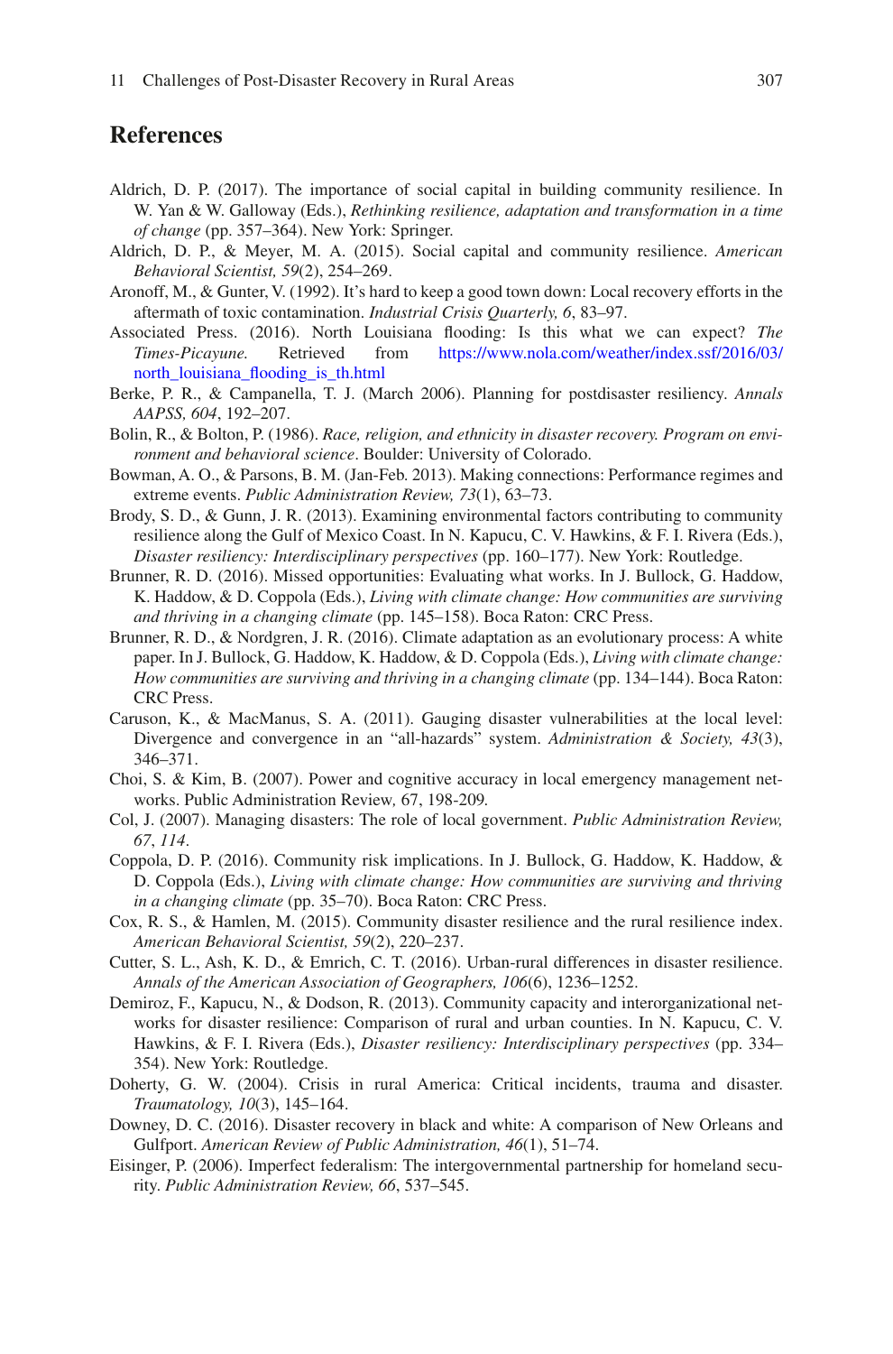## References

Aldrich, D. P. (2017). The importance of social capital in building community resilience. In W. Yan & W. Galloway (Eds.), *Rethinking resilience, adaptation and transformation in a time of change* (pp. 357–364). New York: Springer.

Aldrich, D. P., & Meyer, M. A. (2015). Social capital and community resilience. *American Behavioral Scientist, 59*(2), 254–269.

Aronoff, M., & Gunter, V. (1992). It's hard to keep a good town down: Local recovery efforts in the aftermath of toxic contamination. *Industrial Crisis Quarterly, 6*, 83–97.

Associated Press. (2016). North Louisiana flooding: Is this what we can expect? *The Times-Picayune.* Retrieved from https://www.nola.com/weather/index.ssf/2016/03/north_louisiana_flooding_is_th.html

Berke, P. R., & Campanella, T. J. (March 2006). Planning for postdisaster resiliency. *Annals AAPSS, 604*, 192–207.

Bolin, R., & Bolton, P. (1986). *Race, religion, and ethnicity in disaster recovery. Program on environment and behavioral science*. Boulder: University of Colorado.

Bowman, A. O., & Parsons, B. M. (Jan-Feb. 2013). Making connections: Performance regimes and extreme events. *Public Administration Review, 73*(1), 63–73.

Brody, S. D., & Gunn, J. R. (2013). Examining environmental factors contributing to community resilience along the Gulf of Mexico Coast. In N. Kapucu, C. V. Hawkins, & F. I. Rivera (Eds.), *Disaster resiliency: Interdisciplinary perspectives* (pp. 160–177). New York: Routledge.

Brunner, R. D. (2016). Missed opportunities: Evaluating what works. In J. Bullock, G. Haddow, K. Haddow, & D. Coppola (Eds.), *Living with climate change: How communities are surviving and thriving in a changing climate* (pp. 145–158). Boca Raton: CRC Press.

Brunner, R. D., & Nordgren, J. R. (2016). Climate adaptation as an evolutionary process: A white paper. In J. Bullock, G. Haddow, K. Haddow, & D. Coppola (Eds.), *Living with climate change: How communities are surviving and thriving in a changing climate* (pp. 134–144). Boca Raton: CRC Press.

Caruson, K., & MacManus, S. A. (2011). Gauging disaster vulnerabilities at the local level: Divergence and convergence in an "all-hazards" system. *Administration & Society, 43*(3), 346–371.

Choi, S. & Kim, B. (2007). Power and cognitive accuracy in local emergency management networks. Public Administration Review*,* 67, 198-209*.*

Col, J. (2007). Managing disasters: The role of local government. *Public Administration Review, 67*, *114*.

Coppola, D. P. (2016). Community risk implications. In J. Bullock, G. Haddow, K. Haddow, & D. Coppola (Eds.), *Living with climate change: How communities are surviving and thriving in a changing climate* (pp. 35–70). Boca Raton: CRC Press.

Cox, R. S., & Hamlen, M. (2015). Community disaster resilience and the rural resilience index. *American Behavioral Scientist, 59*(2), 220–237.

Cutter, S. L., Ash, K. D., & Emrich, C. T. (2016). Urban-rural differences in disaster resilience. *Annals of the American Association of Geographers, 106*(6), 1236–1252.

Demiroz, F., Kapucu, N., & Dodson, R. (2013). Community capacity and interorganizational networks for disaster resilience: Comparison of rural and urban counties. In N. Kapucu, C. V. Hawkins, & F. I. Rivera (Eds.), *Disaster resiliency: Interdisciplinary perspectives* (pp. 334–354). New York: Routledge.

Doherty, G. W. (2004). Crisis in rural America: Critical incidents, trauma and disaster. *Traumatology, 10*(3), 145–164.

Downey, D. C. (2016). Disaster recovery in black and white: A comparison of New Orleans and Gulfport. *American Review of Public Administration, 46*(1), 51–74.

Eisinger, P. (2006). Imperfect federalism: The intergovernmental partnership for homeland security. *Public Administration Review, 66*, 537–545.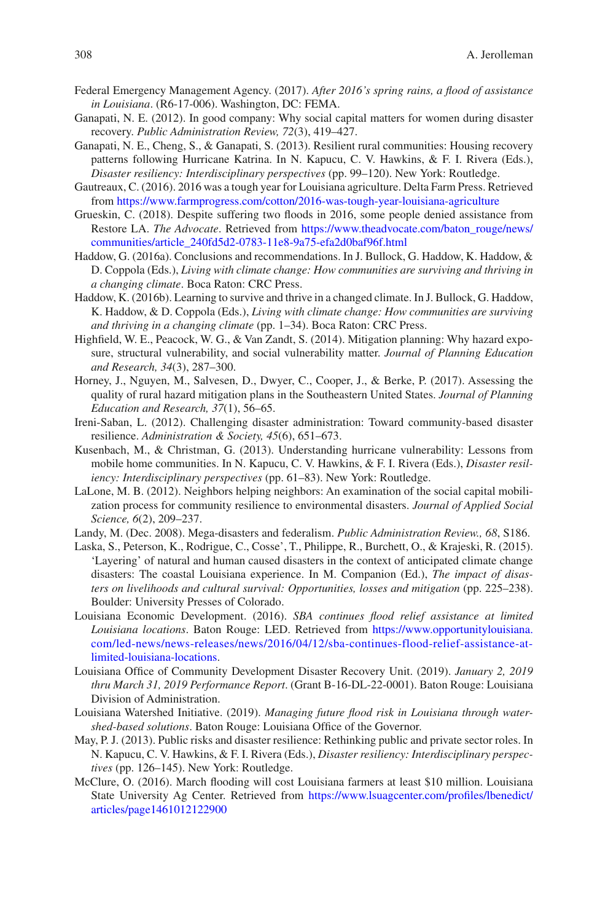Federal Emergency Management Agency. (2017). *After 2016's spring rains, a flood of assistance in Louisiana*. (R6-17-006). Washington, DC: FEMA.

Ganapati, N. E. (2012). In good company: Why social capital matters for women during disaster recovery. *Public Administration Review, 72*(3), 419–427.

Ganapati, N. E., Cheng, S., & Ganapati, S. (2013). Resilient rural communities: Housing recovery patterns following Hurricane Katrina. In N. Kapucu, C. V. Hawkins, & F. I. Rivera (Eds.), *Disaster resiliency: Interdisciplinary perspectives* (pp. 99–120). New York: Routledge.

Gautreaux, C. (2016). 2016 was a tough year for Louisiana agriculture. Delta Farm Press. Retrieved from https://www.farmprogress.com/cotton/2016-was-tough-year-louisiana-agriculture

Grueskin, C. (2018). Despite suffering two floods in 2016, some people denied assistance from Restore LA. *The Advocate*. Retrieved from https://www.theadvocate.com/baton_rouge/news/communities/article_240fd5d2-0783-11e8-9a75-efa2d0baf96f.html

Haddow, G. (2016a). Conclusions and recommendations. In J. Bullock, G. Haddow, K. Haddow, & D. Coppola (Eds.), *Living with climate change: How communities are surviving and thriving in a changing climate*. Boca Raton: CRC Press.

Haddow, K. (2016b). Learning to survive and thrive in a changed climate. In J. Bullock, G. Haddow, K. Haddow, & D. Coppola (Eds.), *Living with climate change: How communities are surviving and thriving in a changing climate* (pp. 1–34). Boca Raton: CRC Press.

Highfield, W. E., Peacock, W. G., & Van Zandt, S. (2014). Mitigation planning: Why hazard exposure, structural vulnerability, and social vulnerability matter. *Journal of Planning Education and Research, 34*(3), 287–300.

Horney, J., Nguyen, M., Salvesen, D., Dwyer, C., Cooper, J., & Berke, P. (2017). Assessing the quality of rural hazard mitigation plans in the Southeastern United States. *Journal of Planning Education and Research, 37*(1), 56–65.

Ireni-Saban, L. (2012). Challenging disaster administration: Toward community-based disaster resilience. *Administration & Society, 45*(6), 651–673.

Kusenbach, M., & Christman, G. (2013). Understanding hurricane vulnerability: Lessons from mobile home communities. In N. Kapucu, C. V. Hawkins, & F. I. Rivera (Eds.), *Disaster resiliency: Interdisciplinary perspectives* (pp. 61–83). New York: Routledge.

LaLone, M. B. (2012). Neighbors helping neighbors: An examination of the social capital mobilization process for community resilience to environmental disasters. *Journal of Applied Social Science, 6*(2), 209–237.

Landy, M. (Dec. 2008). Mega-disasters and federalism. *Public Administration Review., 68*, S186.

Laska, S., Peterson, K., Rodrigue, C., Cosse', T., Philippe, R., Burchett, O., & Krajeski, R. (2015). 'Layering' of natural and human caused disasters in the context of anticipated climate change disasters: The coastal Louisiana experience. In M. Companion (Ed.), *The impact of disasters on livelihoods and cultural survival: Opportunities, losses and mitigation* (pp. 225–238). Boulder: University Presses of Colorado.

Louisiana Economic Development. (2016). *SBA continues flood relief assistance at limited Louisiana locations*. Baton Rouge: LED. Retrieved from https://www.opportunitylouisiana.com/led-news/news-releases/news/2016/04/12/sba-continues-flood-relief-assistance-at-limited-louisiana-locations.

Louisiana Office of Community Development Disaster Recovery Unit. (2019). *January 2, 2019 thru March 31, 2019 Performance Report*. (Grant B-16-DL-22-0001). Baton Rouge: Louisiana Division of Administration.

Louisiana Watershed Initiative. (2019). *Managing future flood risk in Louisiana through watershed-based solutions*. Baton Rouge: Louisiana Office of the Governor.

May, P. J. (2013). Public risks and disaster resilience: Rethinking public and private sector roles. In N. Kapucu, C. V. Hawkins, & F. I. Rivera (Eds.), *Disaster resiliency: Interdisciplinary perspectives* (pp. 126–145). New York: Routledge.

McClure, O. (2016). March flooding will cost Louisiana farmers at least $10 million. Louisiana State University Ag Center. Retrieved from https://www.lsuagcenter.com/profiles/lbenedict/articles/page1461012122900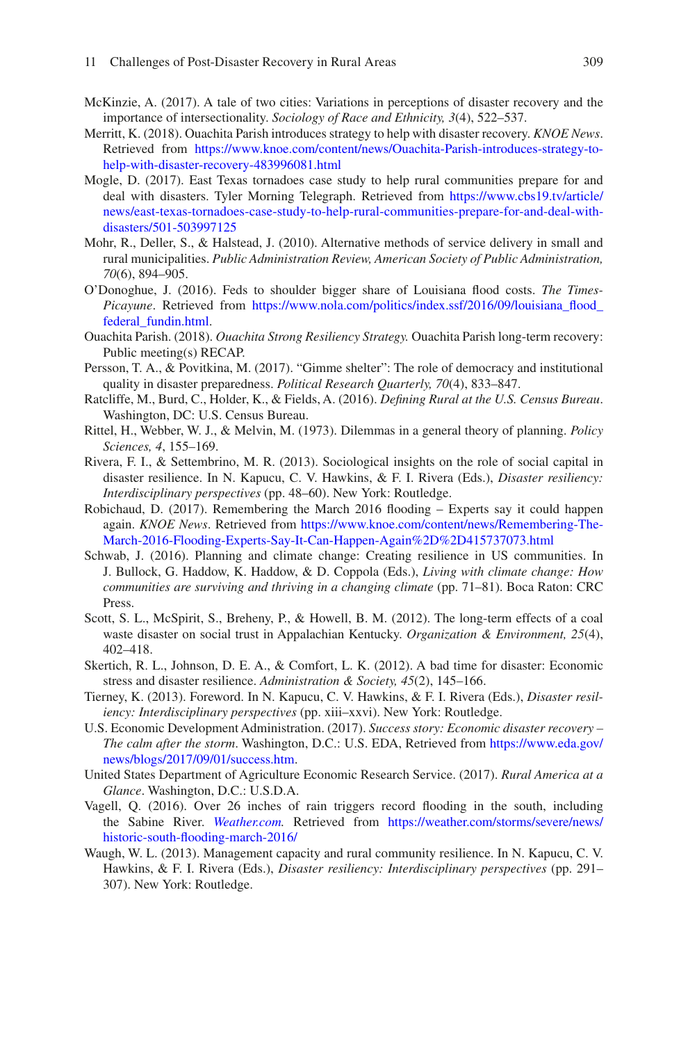McKinzie, A. (2017). A tale of two cities: Variations in perceptions of disaster recovery and the importance of intersectionality. *Sociology of Race and Ethnicity, 3*(4), 522–537.

Merritt, K. (2018). Ouachita Parish introduces strategy to help with disaster recovery. *KNOE News*. Retrieved from https://www.knoe.com/content/news/Ouachita-Parish-introduces-strategy-to-help-with-disaster-recovery-483996081.html

Mogle, D. (2017). East Texas tornadoes case study to help rural communities prepare for and deal with disasters. Tyler Morning Telegraph. Retrieved from https://www.cbs19.tv/article/news/east-texas-tornadoes-case-study-to-help-rural-communities-prepare-for-and-deal-with-disasters/501-503997125

Mohr, R., Deller, S., & Halstead, J. (2010). Alternative methods of service delivery in small and rural municipalities. *Public Administration Review, American Society of Public Administration, 70*(6), 894–905.

O'Donoghue, J. (2016). Feds to shoulder bigger share of Louisiana flood costs. *The Times-Picayune*. Retrieved from https://www.nola.com/politics/index.ssf/2016/09/louisiana_flood_federal_fundin.html.

Ouachita Parish. (2018). *Ouachita Strong Resiliency Strategy.* Ouachita Parish long-term recovery: Public meeting(s) RECAP.

Persson, T. A., & Povitkina, M. (2017). "Gimme shelter": The role of democracy and institutional quality in disaster preparedness. *Political Research Quarterly, 70*(4), 833–847.

Ratcliffe, M., Burd, C., Holder, K., & Fields, A. (2016). *Defining Rural at the U.S. Census Bureau*. Washington, DC: U.S. Census Bureau.

Rittel, H., Webber, W. J., & Melvin, M. (1973). Dilemmas in a general theory of planning. *Policy Sciences, 4*, 155–169.

Rivera, F. I., & Settembrino, M. R. (2013). Sociological insights on the role of social capital in disaster resilience. In N. Kapucu, C. V. Hawkins, & F. I. Rivera (Eds.), *Disaster resiliency: Interdisciplinary perspectives* (pp. 48–60). New York: Routledge.

Robichaud, D. (2017). Remembering the March 2016 flooding – Experts say it could happen again. *KNOE News*. Retrieved from https://www.knoe.com/content/news/Remembering-The-March-2016-Flooding-Experts-Say-It-Can-Happen-Again%2D%2D415737073.html

Schwab, J. (2016). Planning and climate change: Creating resilience in US communities. In J. Bullock, G. Haddow, K. Haddow, & D. Coppola (Eds.), *Living with climate change: How communities are surviving and thriving in a changing climate* (pp. 71–81). Boca Raton: CRC Press.

Scott, S. L., McSpirit, S., Breheny, P., & Howell, B. M. (2012). The long-term effects of a coal waste disaster on social trust in Appalachian Kentucky. *Organization & Environment, 25*(4), 402–418.

Skertich, R. L., Johnson, D. E. A., & Comfort, L. K. (2012). A bad time for disaster: Economic stress and disaster resilience. *Administration & Society, 45*(2), 145–166.

Tierney, K. (2013). Foreword. In N. Kapucu, C. V. Hawkins, & F. I. Rivera (Eds.), *Disaster resiliency: Interdisciplinary perspectives* (pp. xiii–xxvi). New York: Routledge.

U.S. Economic Development Administration. (2017). *Success story: Economic disaster recovery – The calm after the storm*. Washington, D.C.: U.S. EDA, Retrieved from https://www.eda.gov/news/blogs/2017/09/01/success.htm.

United States Department of Agriculture Economic Research Service. (2017). *Rural America at a Glance*. Washington, D.C.: U.S.D.A.

Vagell, Q. (2016). Over 26 inches of rain triggers record flooding in the south, including the Sabine River. *Weather.com.* Retrieved from https://weather.com/storms/severe/news/historic-south-flooding-march-2016/

Waugh, W. L. (2013). Management capacity and rural community resilience. In N. Kapucu, C. V. Hawkins, & F. I. Rivera (Eds.), *Disaster resiliency: Interdisciplinary perspectives* (pp. 291–307). New York: Routledge.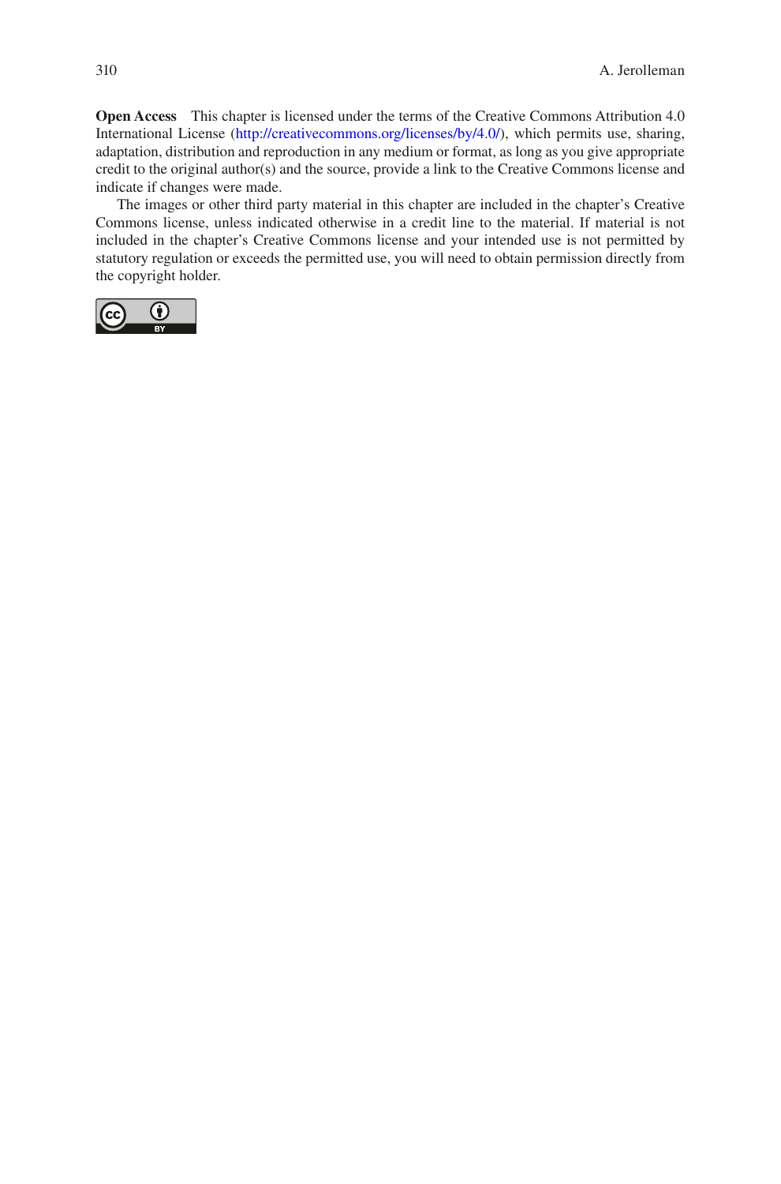**Open Access** This chapter is licensed under the terms of the Creative Commons Attribution 4.0 International License (http://creativecommons.org/licenses/by/4.0/), which permits use, sharing, adaptation, distribution and reproduction in any medium or format, as long as you give appropriate credit to the original author(s) and the source, provide a link to the Creative Commons license and indicate if changes were made.

The images or other third party material in this chapter are included in the chapter's Creative Commons license, unless indicated otherwise in a credit line to the material. If material is not included in the chapter's Creative Commons license and your intended use is not permitted by statutory regulation or exceeds the permitted use, you will need to obtain permission directly from the copyright holder.